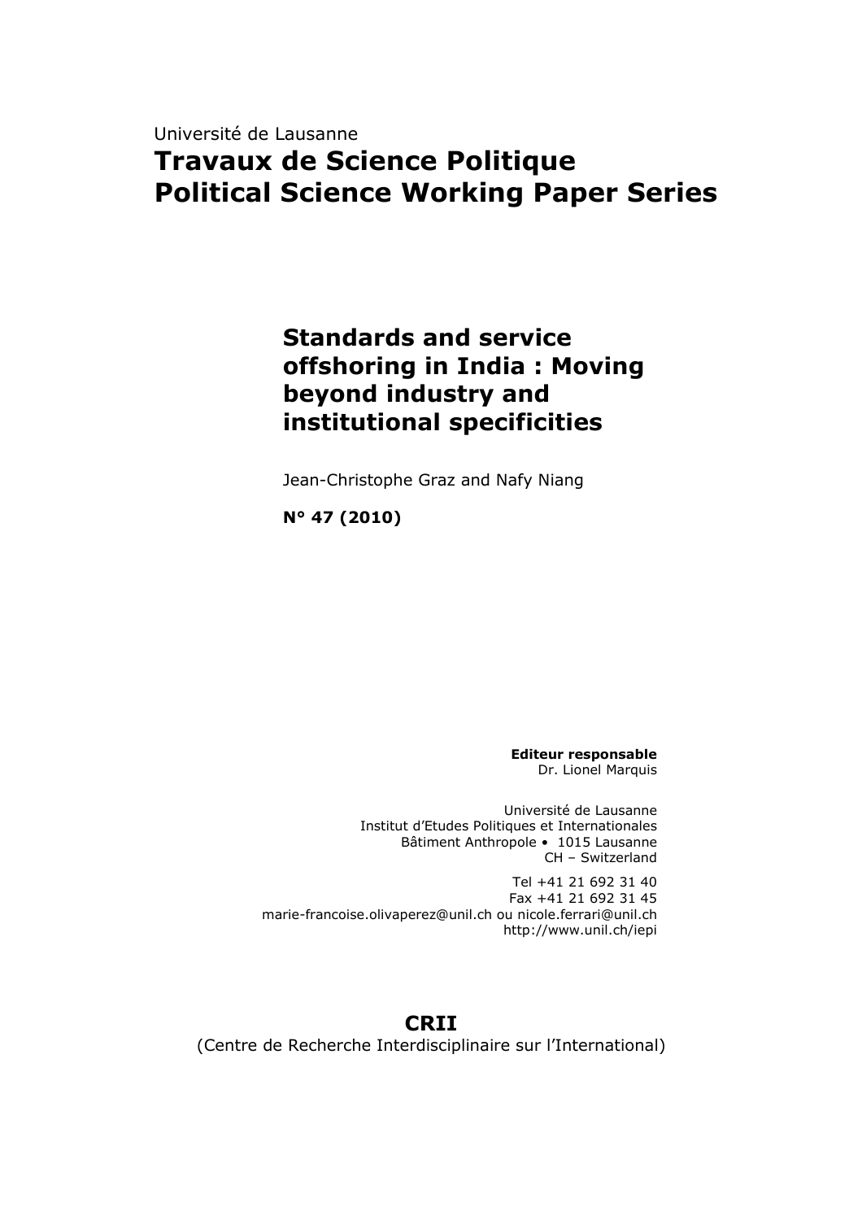Université de Lausanne

# Travaux de Science Politique
# Political Science Working Paper Series

## Standards and service offshoring in India : Moving beyond industry and institutional specificities

Jean-Christophe Graz and Nafy Niang

**N° 47 (2010)**

**Editeur responsable**
Dr. Lionel Marquis

Université de Lausanne
Institut d'Etudes Politiques et Internationales
Bâtiment Anthropole • 1015 Lausanne
CH – Switzerland

Tel +41 21 692 31 40
Fax +41 21 692 31 45
marie-francoise.olivaperez@unil.ch ou nicole.ferrari@unil.ch
http://www.unil.ch/iepi

**CRII**
(Centre de Recherche Interdisciplinaire sur l'International)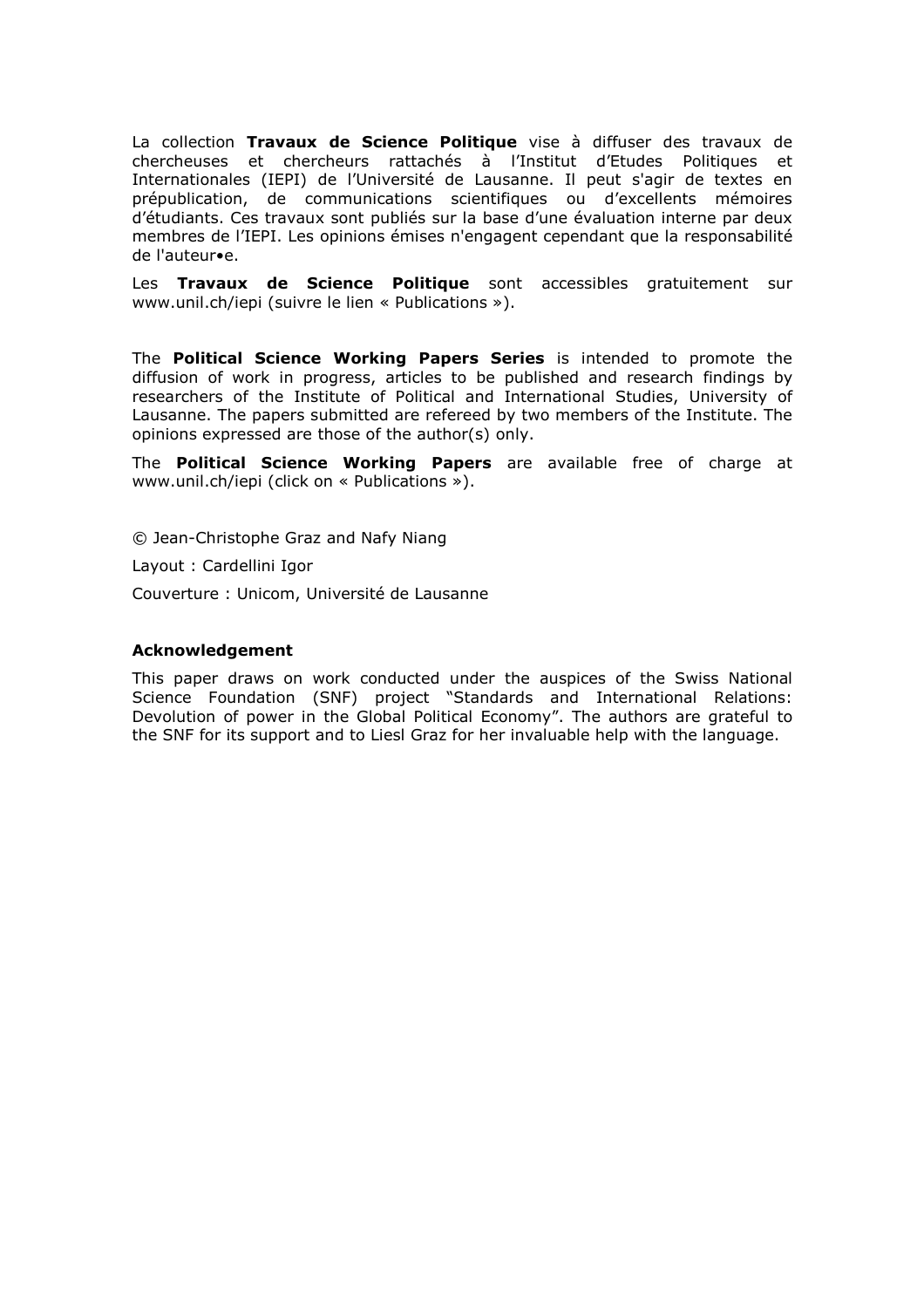La collection **Travaux de Science Politique** vise à diffuser des travaux de chercheuses et chercheurs rattachés à l'Institut d'Etudes Politiques et Internationales (IEPI) de l'Université de Lausanne. Il peut s'agir de textes en prépublication, de communications scientifiques ou d'excellents mémoires d'étudiants. Ces travaux sont publiés sur la base d'une évaluation interne par deux membres de l'IEPI. Les opinions émises n'engagent cependant que la responsabilité de l'auteur•e.

Les **Travaux de Science Politique** sont accessibles gratuitement sur www.unil.ch/iepi (suivre le lien « Publications »).

The **Political Science Working Papers Series** is intended to promote the diffusion of work in progress, articles to be published and research findings by researchers of the Institute of Political and International Studies, University of Lausanne. The papers submitted are refereed by two members of the Institute. The opinions expressed are those of the author(s) only.

The **Political Science Working Papers** are available free of charge at www.unil.ch/iepi (click on « Publications »).

© Jean-Christophe Graz and Nafy Niang

Layout : Cardellini Igor

Couverture : Unicom, Université de Lausanne

**Acknowledgement**

This paper draws on work conducted under the auspices of the Swiss National Science Foundation (SNF) project "Standards and International Relations: Devolution of power in the Global Political Economy". The authors are grateful to the SNF for its support and to Liesl Graz for her invaluable help with the language.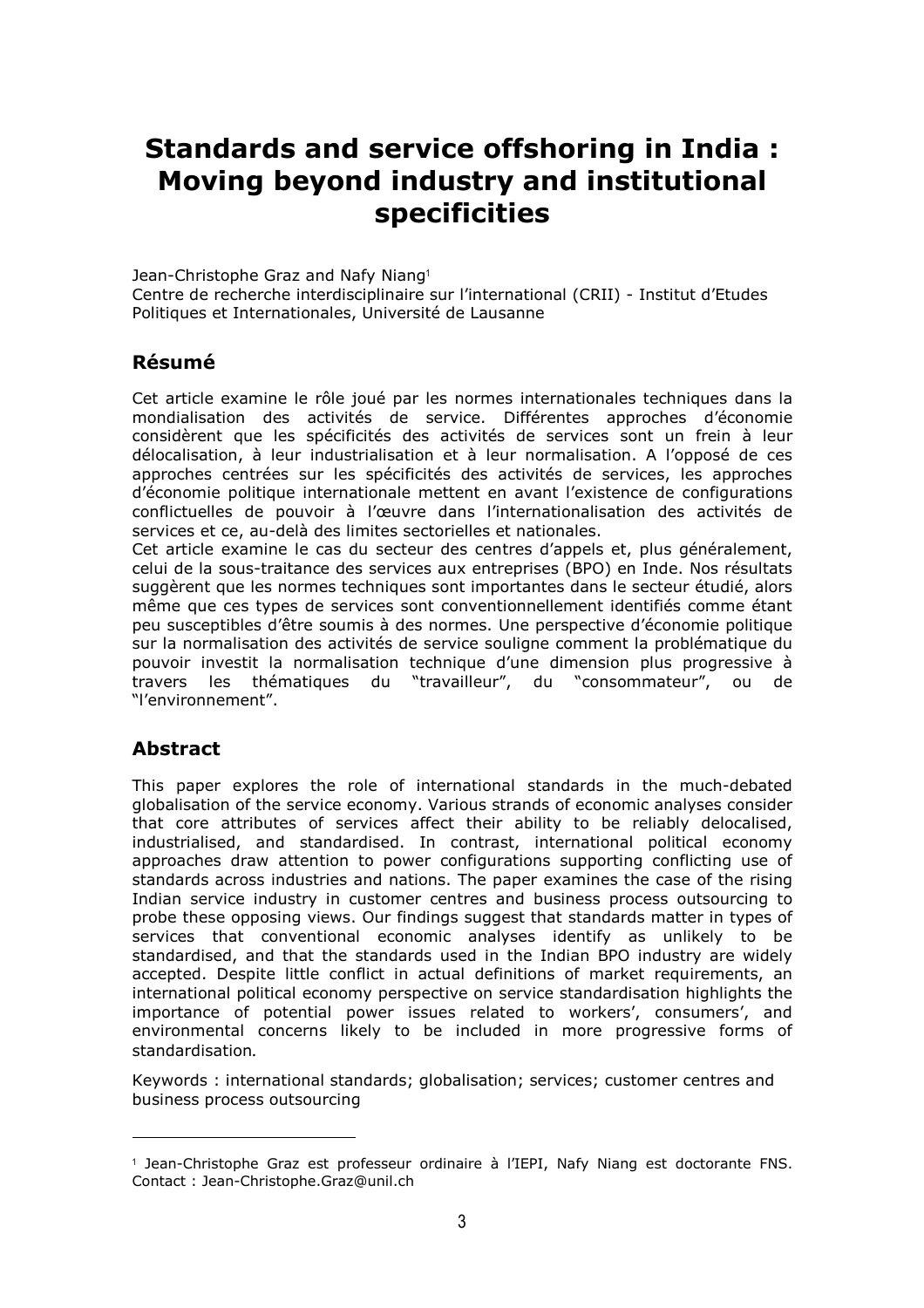# Standards and service offshoring in India : Moving beyond industry and institutional specificities

Jean-Christophe Graz and Nafy Niang[1]

Centre de recherche interdisciplinaire sur l'international (CRII) - Institut d'Etudes Politiques et Internationales, Université de Lausanne

## Résumé

Cet article examine le rôle joué par les normes internationales techniques dans la mondialisation des activités de service. Différentes approches d'économie considèrent que les spécificités des activités de services sont un frein à leur délocalisation, à leur industrialisation et à leur normalisation. A l'opposé de ces approches centrées sur les spécificités des activités de services, les approches d'économie politique internationale mettent en avant l'existence de configurations conflictuelles de pouvoir à l'œuvre dans l'internationalisation des activités de services et ce, au-delà des limites sectorielles et nationales.

Cet article examine le cas du secteur des centres d'appels et, plus généralement, celui de la sous-traitance des services aux entreprises (BPO) en Inde. Nos résultats suggèrent que les normes techniques sont importantes dans le secteur étudié, alors même que ces types de services sont conventionnellement identifiés comme étant peu susceptibles d'être soumis à des normes. Une perspective d'économie politique sur la normalisation des activités de service souligne comment la problématique du pouvoir investit la normalisation technique d'une dimension plus progressive à travers les thématiques du "travailleur", du "consommateur", ou de "l'environnement".

## Abstract

This paper explores the role of international standards in the much-debated globalisation of the service economy. Various strands of economic analyses consider that core attributes of services affect their ability to be reliably delocalised, industrialised, and standardised. In contrast, international political economy approaches draw attention to power configurations supporting conflicting use of standards across industries and nations. The paper examines the case of the rising Indian service industry in customer centres and business process outsourcing to probe these opposing views. Our findings suggest that standards matter in types of services that conventional economic analyses identify as unlikely to be standardised, and that the standards used in the Indian BPO industry are widely accepted. Despite little conflict in actual definitions of market requirements, an international political economy perspective on service standardisation highlights the importance of potential power issues related to workers', consumers', and environmental concerns likely to be included in more progressive forms of standardisation.

Keywords : international standards; globalisation; services; customer centres and business process outsourcing

---

[1] Jean-Christophe Graz est professeur ordinaire à l'IEPI, Nafy Niang est doctorante FNS. Contact : Jean-Christophe.Graz@unil.ch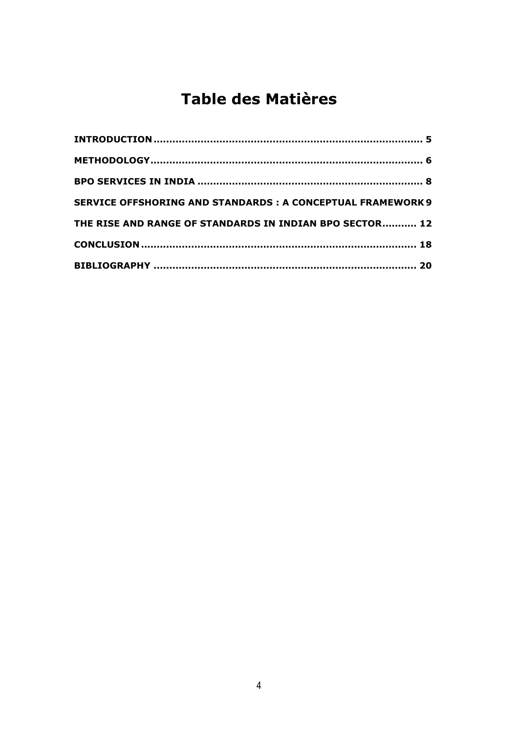# Table des Matières

**INTRODUCTION** ........................................................................... **5**

**METHODOLOGY** ........................................................................... **6**

**BPO SERVICES IN INDIA** ........................................................................... **8**

**SERVICE OFFSHORING AND STANDARDS : A CONCEPTUAL FRAMEWORK** **9**

**THE RISE AND RANGE OF STANDARDS IN INDIAN BPO SECTOR** ........... **12**

**CONCLUSION** ........................................................................... **18**

**BIBLIOGRAPHY** ........................................................................... **20**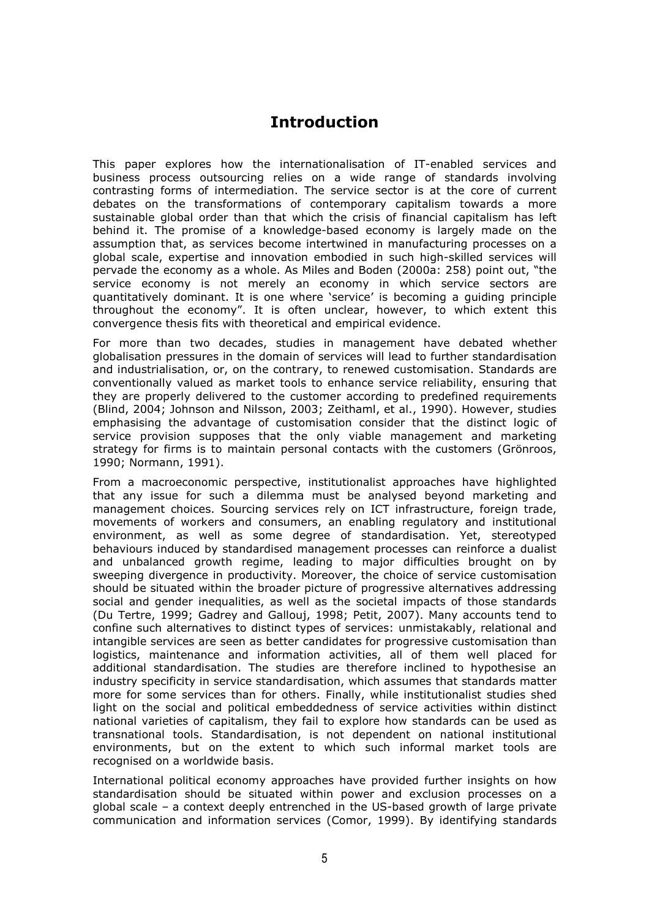# Introduction

This paper explores how the internationalisation of IT-enabled services and business process outsourcing relies on a wide range of standards involving contrasting forms of intermediation. The service sector is at the core of current debates on the transformations of contemporary capitalism towards a more sustainable global order than that which the crisis of financial capitalism has left behind it. The promise of a knowledge-based economy is largely made on the assumption that, as services become intertwined in manufacturing processes on a global scale, expertise and innovation embodied in such high-skilled services will pervade the economy as a whole. As Miles and Boden (2000a: 258) point out, "the service economy is not merely an economy in which service sectors are quantitatively dominant. It is one where 'service' is becoming a guiding principle throughout the economy". It is often unclear, however, to which extent this convergence thesis fits with theoretical and empirical evidence.

For more than two decades, studies in management have debated whether globalisation pressures in the domain of services will lead to further standardisation and industrialisation, or, on the contrary, to renewed customisation. Standards are conventionally valued as market tools to enhance service reliability, ensuring that they are properly delivered to the customer according to predefined requirements (Blind, 2004; Johnson and Nilsson, 2003; Zeithaml, et al., 1990). However, studies emphasising the advantage of customisation consider that the distinct logic of service provision supposes that the only viable management and marketing strategy for firms is to maintain personal contacts with the customers (Grönroos, 1990; Normann, 1991).

From a macroeconomic perspective, institutionalist approaches have highlighted that any issue for such a dilemma must be analysed beyond marketing and management choices. Sourcing services rely on ICT infrastructure, foreign trade, movements of workers and consumers, an enabling regulatory and institutional environment, as well as some degree of standardisation. Yet, stereotyped behaviours induced by standardised management processes can reinforce a dualist and unbalanced growth regime, leading to major difficulties brought on by sweeping divergence in productivity. Moreover, the choice of service customisation should be situated within the broader picture of progressive alternatives addressing social and gender inequalities, as well as the societal impacts of those standards (Du Tertre, 1999; Gadrey and Gallouj, 1998; Petit, 2007). Many accounts tend to confine such alternatives to distinct types of services: unmistakably, relational and intangible services are seen as better candidates for progressive customisation than logistics, maintenance and information activities, all of them well placed for additional standardisation. The studies are therefore inclined to hypothesise an industry specificity in service standardisation, which assumes that standards matter more for some services than for others. Finally, while institutionalist studies shed light on the social and political embeddedness of service activities within distinct national varieties of capitalism, they fail to explore how standards can be used as transnational tools. Standardisation, is not dependent on national institutional environments, but on the extent to which such informal market tools are recognised on a worldwide basis.

International political economy approaches have provided further insights on how standardisation should be situated within power and exclusion processes on a global scale – a context deeply entrenched in the US-based growth of large private communication and information services (Comor, 1999). By identifying standards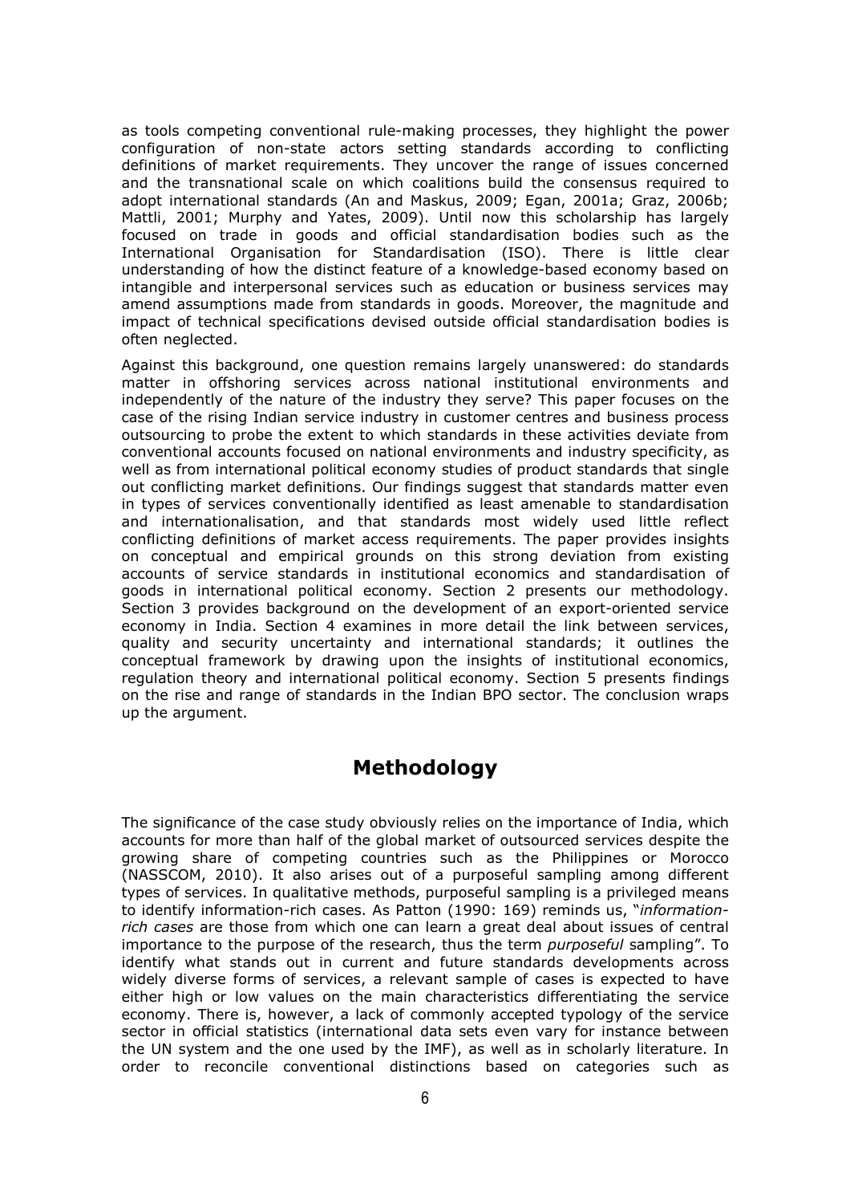as tools competing conventional rule-making processes, they highlight the power configuration of non-state actors setting standards according to conflicting definitions of market requirements. They uncover the range of issues concerned and the transnational scale on which coalitions build the consensus required to adopt international standards (An and Maskus, 2009; Egan, 2001a; Graz, 2006b; Mattli, 2001; Murphy and Yates, 2009). Until now this scholarship has largely focused on trade in goods and official standardisation bodies such as the International Organisation for Standardisation (ISO). There is little clear understanding of how the distinct feature of a knowledge-based economy based on intangible and interpersonal services such as education or business services may amend assumptions made from standards in goods. Moreover, the magnitude and impact of technical specifications devised outside official standardisation bodies is often neglected.

Against this background, one question remains largely unanswered: do standards matter in offshoring services across national institutional environments and independently of the nature of the industry they serve? This paper focuses on the case of the rising Indian service industry in customer centres and business process outsourcing to probe the extent to which standards in these activities deviate from conventional accounts focused on national environments and industry specificity, as well as from international political economy studies of product standards that single out conflicting market definitions. Our findings suggest that standards matter even in types of services conventionally identified as least amenable to standardisation and internationalisation, and that standards most widely used little reflect conflicting definitions of market access requirements. The paper provides insights on conceptual and empirical grounds on this strong deviation from existing accounts of service standards in institutional economics and standardisation of goods in international political economy. Section 2 presents our methodology. Section 3 provides background on the development of an export-oriented service economy in India. Section 4 examines in more detail the link between services, quality and security uncertainty and international standards; it outlines the conceptual framework by drawing upon the insights of institutional economics, regulation theory and international political economy. Section 5 presents findings on the rise and range of standards in the Indian BPO sector. The conclusion wraps up the argument.

## Methodology

The significance of the case study obviously relies on the importance of India, which accounts for more than half of the global market of outsourced services despite the growing share of competing countries such as the Philippines or Morocco (NASSCOM, 2010). It also arises out of a purposeful sampling among different types of services. In qualitative methods, purposeful sampling is a privileged means to identify information-rich cases. As Patton (1990: 169) reminds us, "*information-rich cases* are those from which one can learn a great deal about issues of central importance to the purpose of the research, thus the term *purposeful* sampling". To identify what stands out in current and future standards developments across widely diverse forms of services, a relevant sample of cases is expected to have either high or low values on the main characteristics differentiating the service economy. There is, however, a lack of commonly accepted typology of the service sector in official statistics (international data sets even vary for instance between the UN system and the one used by the IMF), as well as in scholarly literature. In order to reconcile conventional distinctions based on categories such as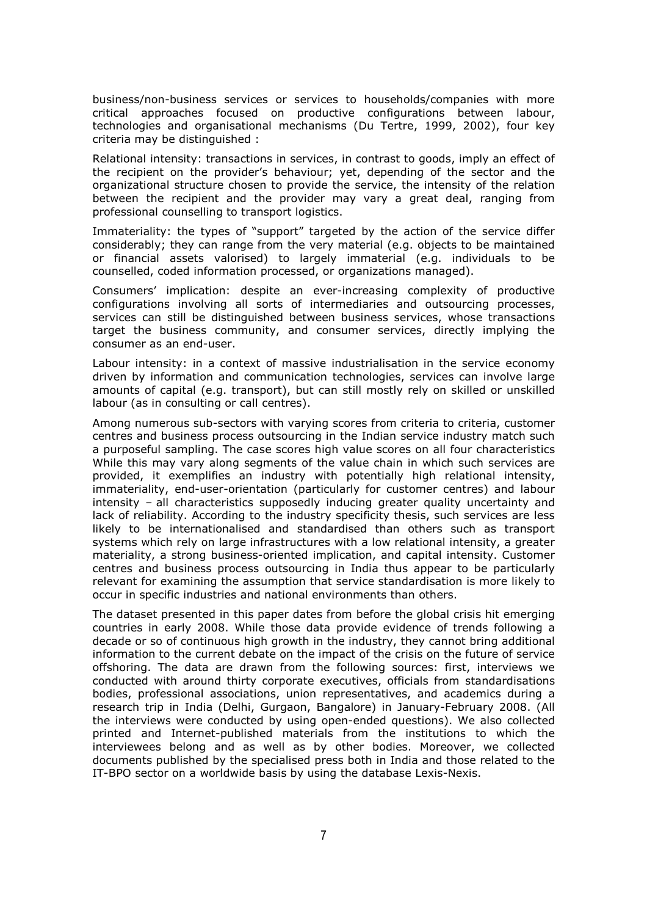business/non-business services or services to households/companies with more critical approaches focused on productive configurations between labour, technologies and organisational mechanisms (Du Tertre, 1999, 2002), four key criteria may be distinguished :

Relational intensity: transactions in services, in contrast to goods, imply an effect of the recipient on the provider's behaviour; yet, depending of the sector and the organizational structure chosen to provide the service, the intensity of the relation between the recipient and the provider may vary a great deal, ranging from professional counselling to transport logistics.

Immateriality: the types of "support" targeted by the action of the service differ considerably; they can range from the very material (e.g. objects to be maintained or financial assets valorised) to largely immaterial (e.g. individuals to be counselled, coded information processed, or organizations managed).

Consumers' implication: despite an ever-increasing complexity of productive configurations involving all sorts of intermediaries and outsourcing processes, services can still be distinguished between business services, whose transactions target the business community, and consumer services, directly implying the consumer as an end-user.

Labour intensity: in a context of massive industrialisation in the service economy driven by information and communication technologies, services can involve large amounts of capital (e.g. transport), but can still mostly rely on skilled or unskilled labour (as in consulting or call centres).

Among numerous sub-sectors with varying scores from criteria to criteria, customer centres and business process outsourcing in the Indian service industry match such a purposeful sampling. The case scores high value scores on all four characteristics While this may vary along segments of the value chain in which such services are provided, it exemplifies an industry with potentially high relational intensity, immateriality, end-user-orientation (particularly for customer centres) and labour intensity – all characteristics supposedly inducing greater quality uncertainty and lack of reliability. According to the industry specificity thesis, such services are less likely to be internationalised and standardised than others such as transport systems which rely on large infrastructures with a low relational intensity, a greater materiality, a strong business-oriented implication, and capital intensity. Customer centres and business process outsourcing in India thus appear to be particularly relevant for examining the assumption that service standardisation is more likely to occur in specific industries and national environments than others.

The dataset presented in this paper dates from before the global crisis hit emerging countries in early 2008. While those data provide evidence of trends following a decade or so of continuous high growth in the industry, they cannot bring additional information to the current debate on the impact of the crisis on the future of service offshoring. The data are drawn from the following sources: first, interviews we conducted with around thirty corporate executives, officials from standardisations bodies, professional associations, union representatives, and academics during a research trip in India (Delhi, Gurgaon, Bangalore) in January-February 2008. (All the interviews were conducted by using open-ended questions). We also collected printed and Internet-published materials from the institutions to which the interviewees belong and as well as by other bodies. Moreover, we collected documents published by the specialised press both in India and those related to the IT-BPO sector on a worldwide basis by using the database Lexis-Nexis.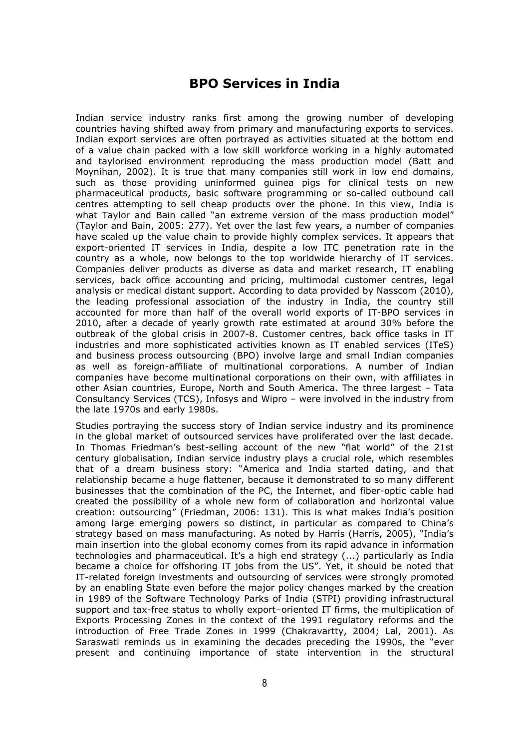## BPO Services in India

Indian service industry ranks first among the growing number of developing countries having shifted away from primary and manufacturing exports to services. Indian export services are often portrayed as activities situated at the bottom end of a value chain packed with a low skill workforce working in a highly automated and taylorised environment reproducing the mass production model (Batt and Moynihan, 2002). It is true that many companies still work in low end domains, such as those providing uninformed guinea pigs for clinical tests on new pharmaceutical products, basic software programming or so-called outbound call centres attempting to sell cheap products over the phone. In this view, India is what Taylor and Bain called "an extreme version of the mass production model" (Taylor and Bain, 2005: 277). Yet over the last few years, a number of companies have scaled up the value chain to provide highly complex services. It appears that export-oriented IT services in India, despite a low ITC penetration rate in the country as a whole, now belongs to the top worldwide hierarchy of IT services. Companies deliver products as diverse as data and market research, IT enabling services, back office accounting and pricing, multimodal customer centres, legal analysis or medical distant support. According to data provided by Nasscom (2010), the leading professional association of the industry in India, the country still accounted for more than half of the overall world exports of IT-BPO services in 2010, after a decade of yearly growth rate estimated at around 30% before the outbreak of the global crisis in 2007-8. Customer centres, back office tasks in IT industries and more sophisticated activities known as IT enabled services (ITeS) and business process outsourcing (BPO) involve large and small Indian companies as well as foreign-affiliate of multinational corporations. A number of Indian companies have become multinational corporations on their own, with affiliates in other Asian countries, Europe, North and South America. The three largest – Tata Consultancy Services (TCS), Infosys and Wipro – were involved in the industry from the late 1970s and early 1980s.

Studies portraying the success story of Indian service industry and its prominence in the global market of outsourced services have proliferated over the last decade. In Thomas Friedman's best-selling account of the new "flat world" of the 21st century globalisation, Indian service industry plays a crucial role, which resembles that of a dream business story: "America and India started dating, and that relationship became a huge flattener, because it demonstrated to so many different businesses that the combination of the PC, the Internet, and fiber-optic cable had created the possibility of a whole new form of collaboration and horizontal value creation: outsourcing" (Friedman, 2006: 131). This is what makes India's position among large emerging powers so distinct, in particular as compared to China's strategy based on mass manufacturing. As noted by Harris (Harris, 2005), "India's main insertion into the global economy comes from its rapid advance in information technologies and pharmaceutical. It's a high end strategy (...) particularly as India became a choice for offshoring IT jobs from the US". Yet, it should be noted that IT-related foreign investments and outsourcing of services were strongly promoted by an enabling State even before the major policy changes marked by the creation in 1989 of the Software Technology Parks of India (STPI) providing infrastructural support and tax-free status to wholly export–oriented IT firms, the multiplication of Exports Processing Zones in the context of the 1991 regulatory reforms and the introduction of Free Trade Zones in 1999 (Chakravartty, 2004; Lal, 2001). As Saraswati reminds us in examining the decades preceding the 1990s, the "ever present and continuing importance of state intervention in the structural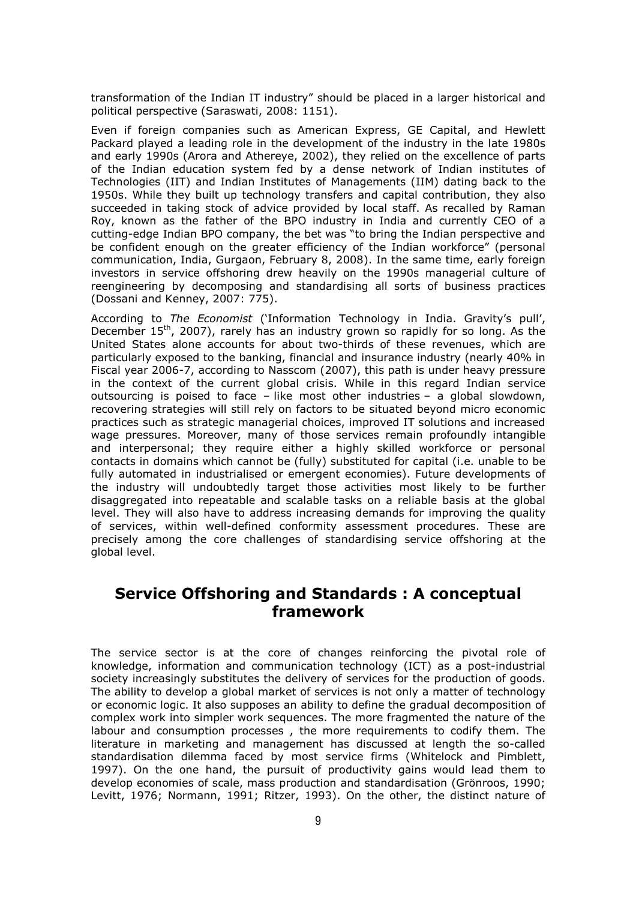transformation of the Indian IT industry" should be placed in a larger historical and political perspective (Saraswati, 2008: 1151).

Even if foreign companies such as American Express, GE Capital, and Hewlett Packard played a leading role in the development of the industry in the late 1980s and early 1990s (Arora and Athereye, 2002), they relied on the excellence of parts of the Indian education system fed by a dense network of Indian institutes of Technologies (IIT) and Indian Institutes of Managements (IIM) dating back to the 1950s. While they built up technology transfers and capital contribution, they also succeeded in taking stock of advice provided by local staff. As recalled by Raman Roy, known as the father of the BPO industry in India and currently CEO of a cutting-edge Indian BPO company, the bet was "to bring the Indian perspective and be confident enough on the greater efficiency of the Indian workforce" (personal communication, India, Gurgaon, February 8, 2008). In the same time, early foreign investors in service offshoring drew heavily on the 1990s managerial culture of reengineering by decomposing and standardising all sorts of business practices (Dossani and Kenney, 2007: 775).

According to *The Economist* ('Information Technology in India. Gravity's pull', December 15th, 2007), rarely has an industry grown so rapidly for so long. As the United States alone accounts for about two-thirds of these revenues, which are particularly exposed to the banking, financial and insurance industry (nearly 40% in Fiscal year 2006-7, according to Nasscom (2007), this path is under heavy pressure in the context of the current global crisis. While in this regard Indian service outsourcing is poised to face – like most other industries – a global slowdown, recovering strategies will still rely on factors to be situated beyond micro economic practices such as strategic managerial choices, improved IT solutions and increased wage pressures. Moreover, many of those services remain profoundly intangible and interpersonal; they require either a highly skilled workforce or personal contacts in domains which cannot be (fully) substituted for capital (i.e. unable to be fully automated in industrialised or emergent economies). Future developments of the industry will undoubtedly target those activities most likely to be further disaggregated into repeatable and scalable tasks on a reliable basis at the global level. They will also have to address increasing demands for improving the quality of services, within well-defined conformity assessment procedures. These are precisely among the core challenges of standardising service offshoring at the global level.

## Service Offshoring and Standards : A conceptual framework

The service sector is at the core of changes reinforcing the pivotal role of knowledge, information and communication technology (ICT) as a post-industrial society increasingly substitutes the delivery of services for the production of goods. The ability to develop a global market of services is not only a matter of technology or economic logic. It also supposes an ability to define the gradual decomposition of complex work into simpler work sequences. The more fragmented the nature of the labour and consumption processes , the more requirements to codify them. The literature in marketing and management has discussed at length the so-called standardisation dilemma faced by most service firms (Whitelock and Pimblett, 1997). On the one hand, the pursuit of productivity gains would lead them to develop economies of scale, mass production and standardisation (Grönroos, 1990; Levitt, 1976; Normann, 1991; Ritzer, 1993). On the other, the distinct nature of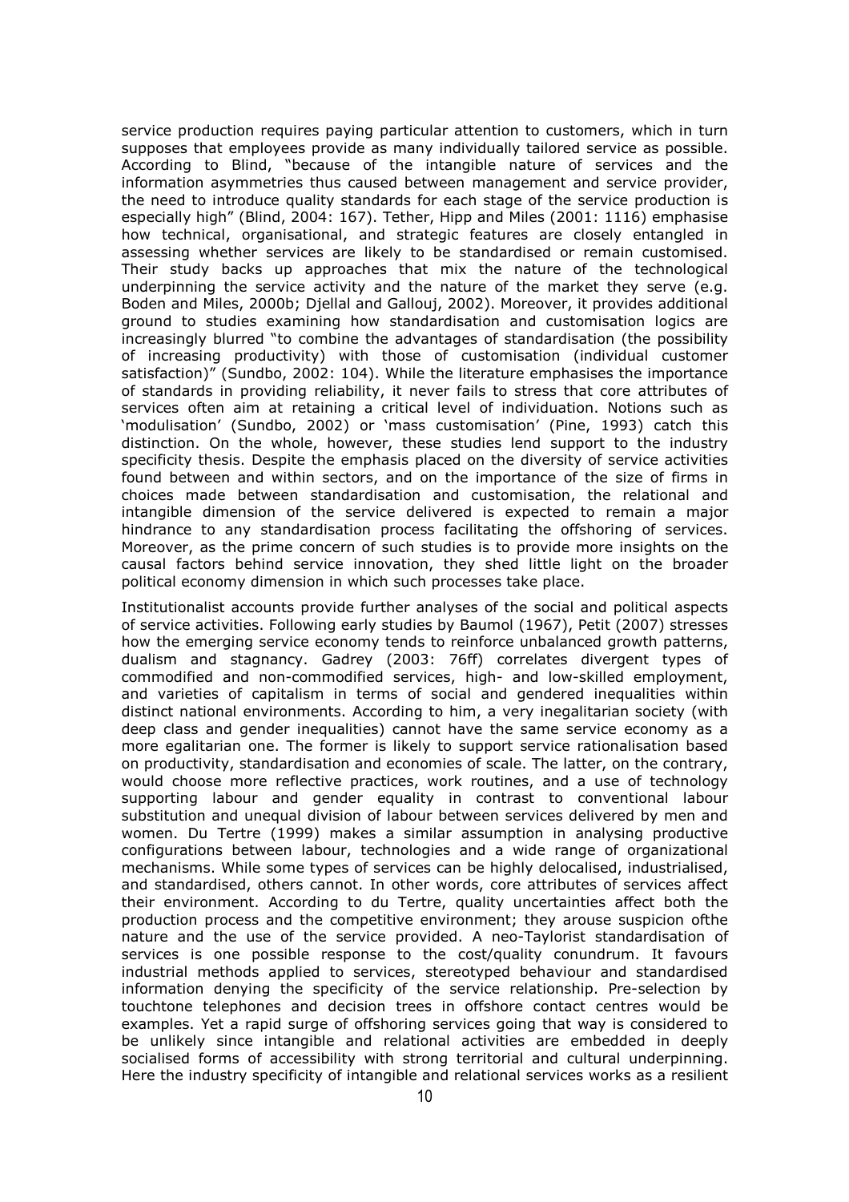service production requires paying particular attention to customers, which in turn supposes that employees provide as many individually tailored service as possible. According to Blind, "because of the intangible nature of services and the information asymmetries thus caused between management and service provider, the need to introduce quality standards for each stage of the service production is especially high" (Blind, 2004: 167). Tether, Hipp and Miles (2001: 1116) emphasise how technical, organisational, and strategic features are closely entangled in assessing whether services are likely to be standardised or remain customised. Their study backs up approaches that mix the nature of the technological underpinning the service activity and the nature of the market they serve (e.g. Boden and Miles, 2000b; Djellal and Gallouj, 2002). Moreover, it provides additional ground to studies examining how standardisation and customisation logics are increasingly blurred "to combine the advantages of standardisation (the possibility of increasing productivity) with those of customisation (individual customer satisfaction)" (Sundbo, 2002: 104). While the literature emphasises the importance of standards in providing reliability, it never fails to stress that core attributes of services often aim at retaining a critical level of individuation. Notions such as 'modulisation' (Sundbo, 2002) or 'mass customisation' (Pine, 1993) catch this distinction. On the whole, however, these studies lend support to the industry specificity thesis. Despite the emphasis placed on the diversity of service activities found between and within sectors, and on the importance of the size of firms in choices made between standardisation and customisation, the relational and intangible dimension of the service delivered is expected to remain a major hindrance to any standardisation process facilitating the offshoring of services. Moreover, as the prime concern of such studies is to provide more insights on the causal factors behind service innovation, they shed little light on the broader political economy dimension in which such processes take place.

Institutionalist accounts provide further analyses of the social and political aspects of service activities. Following early studies by Baumol (1967), Petit (2007) stresses how the emerging service economy tends to reinforce unbalanced growth patterns, dualism and stagnancy. Gadrey (2003: 76ff) correlates divergent types of commodified and non-commodified services, high- and low-skilled employment, and varieties of capitalism in terms of social and gendered inequalities within distinct national environments. According to him, a very inegalitarian society (with deep class and gender inequalities) cannot have the same service economy as a more egalitarian one. The former is likely to support service rationalisation based on productivity, standardisation and economies of scale. The latter, on the contrary, would choose more reflective practices, work routines, and a use of technology supporting labour and gender equality in contrast to conventional labour substitution and unequal division of labour between services delivered by men and women. Du Tertre (1999) makes a similar assumption in analysing productive configurations between labour, technologies and a wide range of organizational mechanisms. While some types of services can be highly delocalised, industrialised, and standardised, others cannot. In other words, core attributes of services affect their environment. According to du Tertre, quality uncertainties affect both the production process and the competitive environment; they arouse suspicion ofthe nature and the use of the service provided. A neo-Taylorist standardisation of services is one possible response to the cost/quality conundrum. It favours industrial methods applied to services, stereotyped behaviour and standardised information denying the specificity of the service relationship. Pre-selection by touchtone telephones and decision trees in offshore contact centres would be examples. Yet a rapid surge of offshoring services going that way is considered to be unlikely since intangible and relational activities are embedded in deeply socialised forms of accessibility with strong territorial and cultural underpinning. Here the industry specificity of intangible and relational services works as a resilient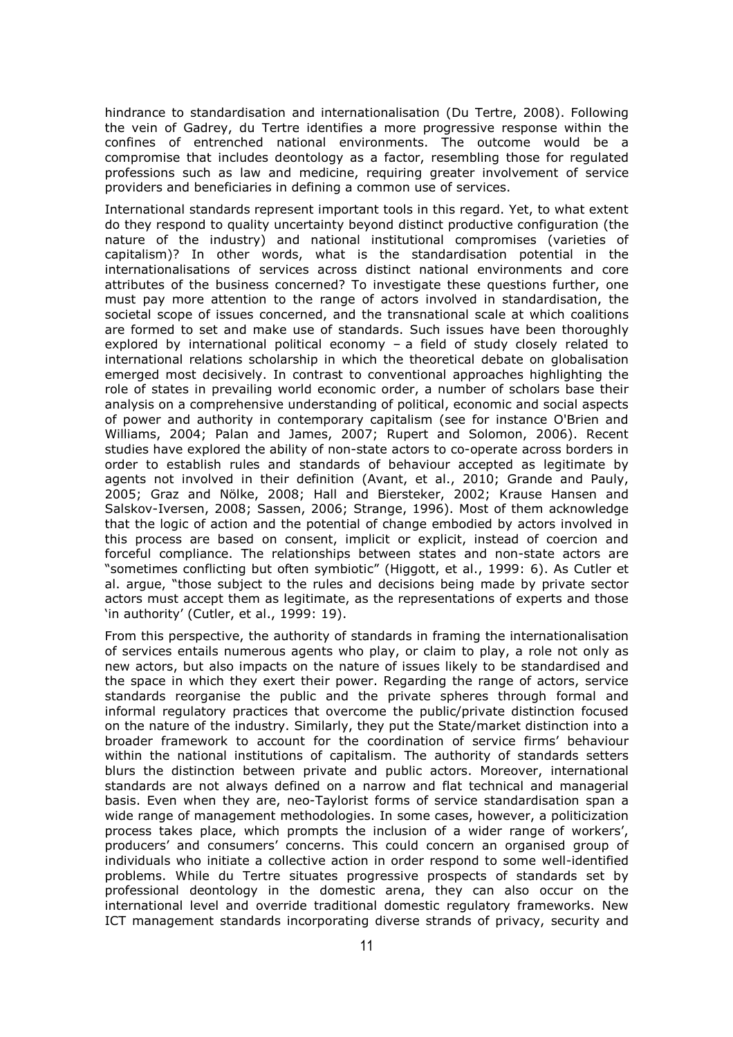hindrance to standardisation and internationalisation (Du Tertre, 2008). Following the vein of Gadrey, du Tertre identifies a more progressive response within the confines of entrenched national environments. The outcome would be a compromise that includes deontology as a factor, resembling those for regulated professions such as law and medicine, requiring greater involvement of service providers and beneficiaries in defining a common use of services.

International standards represent important tools in this regard. Yet, to what extent do they respond to quality uncertainty beyond distinct productive configuration (the nature of the industry) and national institutional compromises (varieties of capitalism)? In other words, what is the standardisation potential in the internationalisations of services across distinct national environments and core attributes of the business concerned? To investigate these questions further, one must pay more attention to the range of actors involved in standardisation, the societal scope of issues concerned, and the transnational scale at which coalitions are formed to set and make use of standards. Such issues have been thoroughly explored by international political economy – a field of study closely related to international relations scholarship in which the theoretical debate on globalisation emerged most decisively. In contrast to conventional approaches highlighting the role of states in prevailing world economic order, a number of scholars base their analysis on a comprehensive understanding of political, economic and social aspects of power and authority in contemporary capitalism (see for instance O'Brien and Williams, 2004; Palan and James, 2007; Rupert and Solomon, 2006). Recent studies have explored the ability of non-state actors to co-operate across borders in order to establish rules and standards of behaviour accepted as legitimate by agents not involved in their definition (Avant, et al., 2010; Grande and Pauly, 2005; Graz and Nölke, 2008; Hall and Biersteker, 2002; Krause Hansen and Salskov-Iversen, 2008; Sassen, 2006; Strange, 1996). Most of them acknowledge that the logic of action and the potential of change embodied by actors involved in this process are based on consent, implicit or explicit, instead of coercion and forceful compliance. The relationships between states and non-state actors are "sometimes conflicting but often symbiotic" (Higgott, et al., 1999: 6). As Cutler et al. argue, "those subject to the rules and decisions being made by private sector actors must accept them as legitimate, as the representations of experts and those 'in authority' (Cutler, et al., 1999: 19).

From this perspective, the authority of standards in framing the internationalisation of services entails numerous agents who play, or claim to play, a role not only as new actors, but also impacts on the nature of issues likely to be standardised and the space in which they exert their power. Regarding the range of actors, service standards reorganise the public and the private spheres through formal and informal regulatory practices that overcome the public/private distinction focused on the nature of the industry. Similarly, they put the State/market distinction into a broader framework to account for the coordination of service firms' behaviour within the national institutions of capitalism. The authority of standards setters blurs the distinction between private and public actors. Moreover, international standards are not always defined on a narrow and flat technical and managerial basis. Even when they are, neo-Taylorist forms of service standardisation span a wide range of management methodologies. In some cases, however, a politicization process takes place, which prompts the inclusion of a wider range of workers', producers' and consumers' concerns. This could concern an organised group of individuals who initiate a collective action in order respond to some well-identified problems. While du Tertre situates progressive prospects of standards set by professional deontology in the domestic arena, they can also occur on the international level and override traditional domestic regulatory frameworks. New ICT management standards incorporating diverse strands of privacy, security and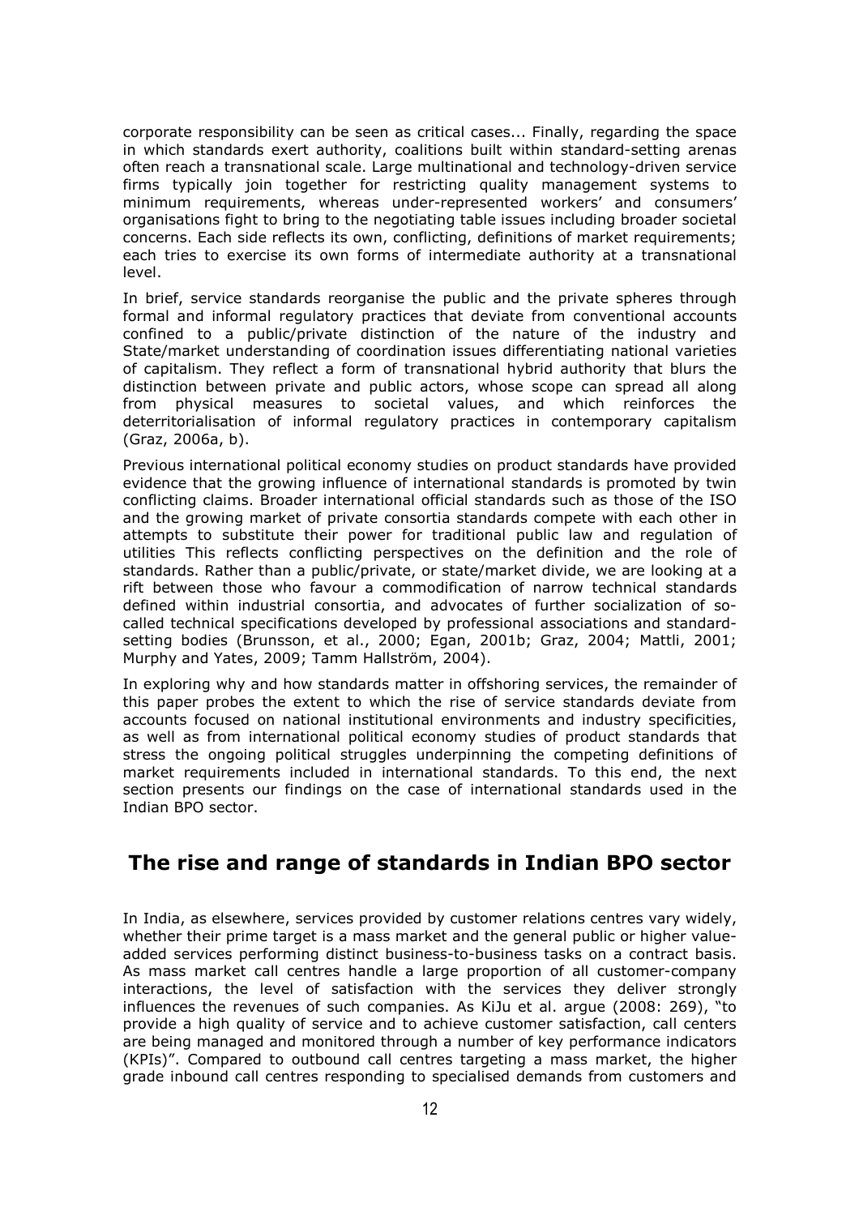corporate responsibility can be seen as critical cases... Finally, regarding the space in which standards exert authority, coalitions built within standard-setting arenas often reach a transnational scale. Large multinational and technology-driven service firms typically join together for restricting quality management systems to minimum requirements, whereas under-represented workers' and consumers' organisations fight to bring to the negotiating table issues including broader societal concerns. Each side reflects its own, conflicting, definitions of market requirements; each tries to exercise its own forms of intermediate authority at a transnational level.

In brief, service standards reorganise the public and the private spheres through formal and informal regulatory practices that deviate from conventional accounts confined to a public/private distinction of the nature of the industry and State/market understanding of coordination issues differentiating national varieties of capitalism. They reflect a form of transnational hybrid authority that blurs the distinction between private and public actors, whose scope can spread all along from physical measures to societal values, and which reinforces the deterritorialisation of informal regulatory practices in contemporary capitalism (Graz, 2006a, b).

Previous international political economy studies on product standards have provided evidence that the growing influence of international standards is promoted by twin conflicting claims. Broader international official standards such as those of the ISO and the growing market of private consortia standards compete with each other in attempts to substitute their power for traditional public law and regulation of utilities This reflects conflicting perspectives on the definition and the role of standards. Rather than a public/private, or state/market divide, we are looking at a rift between those who favour a commodification of narrow technical standards defined within industrial consortia, and advocates of further socialization of so-called technical specifications developed by professional associations and standard-setting bodies (Brunsson, et al., 2000; Egan, 2001b; Graz, 2004; Mattli, 2001; Murphy and Yates, 2009; Tamm Hallström, 2004).

In exploring why and how standards matter in offshoring services, the remainder of this paper probes the extent to which the rise of service standards deviate from accounts focused on national institutional environments and industry specificities, as well as from international political economy studies of product standards that stress the ongoing political struggles underpinning the competing definitions of market requirements included in international standards. To this end, the next section presents our findings on the case of international standards used in the Indian BPO sector.

## The rise and range of standards in Indian BPO sector

In India, as elsewhere, services provided by customer relations centres vary widely, whether their prime target is a mass market and the general public or higher value-added services performing distinct business-to-business tasks on a contract basis. As mass market call centres handle a large proportion of all customer-company interactions, the level of satisfaction with the services they deliver strongly influences the revenues of such companies. As KiJu et al. argue (2008: 269), "to provide a high quality of service and to achieve customer satisfaction, call centers are being managed and monitored through a number of key performance indicators (KPIs)". Compared to outbound call centres targeting a mass market, the higher grade inbound call centres responding to specialised demands from customers and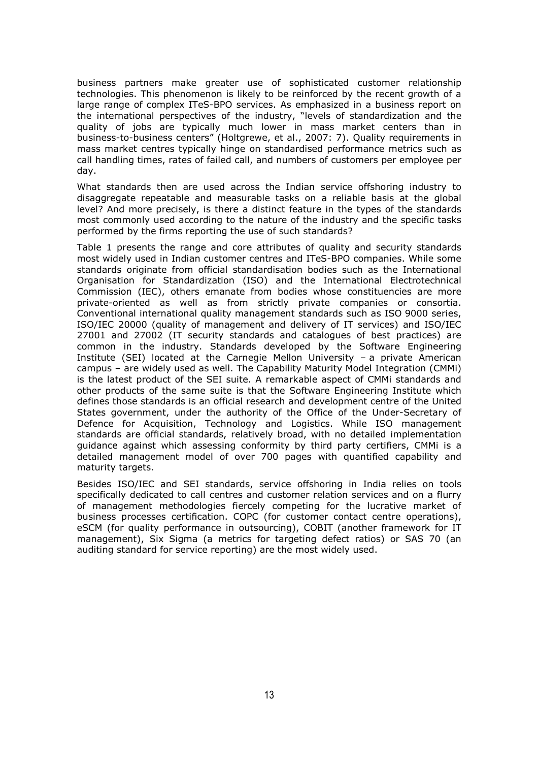business partners make greater use of sophisticated customer relationship technologies. This phenomenon is likely to be reinforced by the recent growth of a large range of complex ITeS-BPO services. As emphasized in a business report on the international perspectives of the industry, "levels of standardization and the quality of jobs are typically much lower in mass market centers than in business-to-business centers" (Holtgrewe, et al., 2007: 7). Quality requirements in mass market centres typically hinge on standardised performance metrics such as call handling times, rates of failed call, and numbers of customers per employee per day.

What standards then are used across the Indian service offshoring industry to disaggregate repeatable and measurable tasks on a reliable basis at the global level? And more precisely, is there a distinct feature in the types of the standards most commonly used according to the nature of the industry and the specific tasks performed by the firms reporting the use of such standards?

Table 1 presents the range and core attributes of quality and security standards most widely used in Indian customer centres and ITeS-BPO companies. While some standards originate from official standardisation bodies such as the International Organisation for Standardization (ISO) and the International Electrotechnical Commission (IEC), others emanate from bodies whose constituencies are more private-oriented as well as from strictly private companies or consortia. Conventional international quality management standards such as ISO 9000 series, ISO/IEC 20000 (quality of management and delivery of IT services) and ISO/IEC 27001 and 27002 (IT security standards and catalogues of best practices) are common in the industry. Standards developed by the Software Engineering Institute (SEI) located at the Carnegie Mellon University – a private American campus – are widely used as well. The Capability Maturity Model Integration (CMMi) is the latest product of the SEI suite. A remarkable aspect of CMMi standards and other products of the same suite is that the Software Engineering Institute which defines those standards is an official research and development centre of the United States government, under the authority of the Office of the Under-Secretary of Defence for Acquisition, Technology and Logistics. While ISO management standards are official standards, relatively broad, with no detailed implementation guidance against which assessing conformity by third party certifiers, CMMi is a detailed management model of over 700 pages with quantified capability and maturity targets.

Besides ISO/IEC and SEI standards, service offshoring in India relies on tools specifically dedicated to call centres and customer relation services and on a flurry of management methodologies fiercely competing for the lucrative market of business processes certification. COPC (for customer contact centre operations), eSCM (for quality performance in outsourcing), COBIT (another framework for IT management), Six Sigma (a metrics for targeting defect ratios) or SAS 70 (an auditing standard for service reporting) are the most widely used.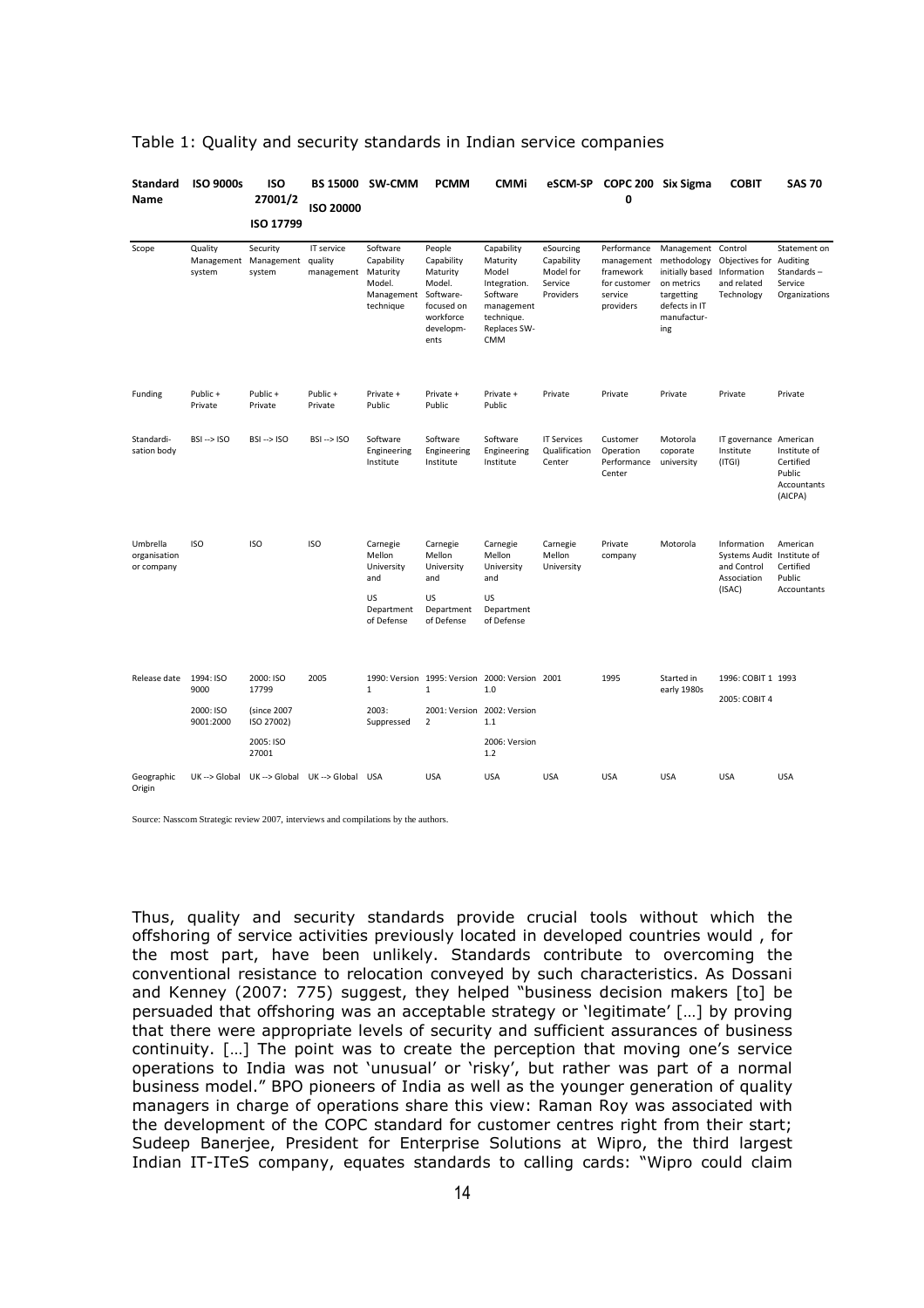Table 1: Quality and security standards in Indian service companies

| Standard Name | ISO 9000s | ISO 27001/2 ISO 17799 | BS 15000 ISO 20000 | SW-CMM | PCMM | CMMi | eSCM-SP | COPC 2000 | Six Sigma | COBIT | SAS 70 |
|---|---|---|---|---|---|---|---|---|---|---|---|
| Scope | Quality Management system | Security Management system | IT service quality management | Software Capability Maturity Model. Management technique | People Capability Maturity Model. Software-focused on workforce developments | Capability Maturity Model Integration. Software management technique. Replaces SW-CMM | eSourcing Capability Model for Service Providers | Performance management framework for customer service providers | Management methodology initially based on metrics targetting defects in IT manufacturing | Control Objectives for Information and related Technology | Statement on Auditing Standards – Service Organizations |
| Funding | Public + Private | Public + Private | Public + Private | Private + Public | Private + Public | Private + Public | Private | Private | Private | Private | Private |
| Standardisation body | BSI --> ISO | BSI --> ISO | BSI --> ISO | Software Engineering Institute | Software Engineering Institute | Software Engineering Institute | IT Services Qualification Center | Customer Operation Performance Center | Motorola coporate university | IT governance Institute (ITGI) | American Institute of Certified Public Accountants (AICPA) |
| Umbrella organisation or company | ISO | ISO | ISO | Carnegie Mellon University and US Department of Defense | Carnegie Mellon University and US Department of Defense | Carnegie Mellon University and US Department of Defense | Carnegie Mellon University | Private company | Motorola | Information Systems Audit and Control Association (ISAC) | American Institute of Certified Public Accountants |
| Release date | 1994: ISO 9000<br>2000: ISO 9001:2000 | 2000: ISO 17799<br>(since 2007 ISO 27002)<br>2005: ISO 27001 | 2005 | 1990: Version 1<br>2003: Suppressed | 1995: Version 1<br>2001: Version 2 | 2000: Version 1.0<br>2002: Version 1.1<br>2006: Version 1.2 | 2001 | 1995 | Started in early 1980s | 1996: COBIT 1<br>2005: COBIT 4 | 1993 |
| Geographic Origin | UK --> Global | UK --> Global | UK --> Global | USA | USA | USA | USA | USA | USA | USA | USA |

Source: Nasscom Strategic review 2007, interviews and compilations by the authors.

Thus, quality and security standards provide crucial tools without which the offshoring of service activities previously located in developed countries would , for the most part, have been unlikely. Standards contribute to overcoming the conventional resistance to relocation conveyed by such characteristics. As Dossani and Kenney (2007: 775) suggest, they helped "business decision makers [to] be persuaded that offshoring was an acceptable strategy or 'legitimate' […] by proving that there were appropriate levels of security and sufficient assurances of business continuity. […] The point was to create the perception that moving one's service operations to India was not 'unusual' or 'risky', but rather was part of a normal business model." BPO pioneers of India as well as the younger generation of quality managers in charge of operations share this view: Raman Roy was associated with the development of the COPC standard for customer centres right from their start; Sudeep Banerjee, President for Enterprise Solutions at Wipro, the third largest Indian IT-ITeS company, equates standards to calling cards: "Wipro could claim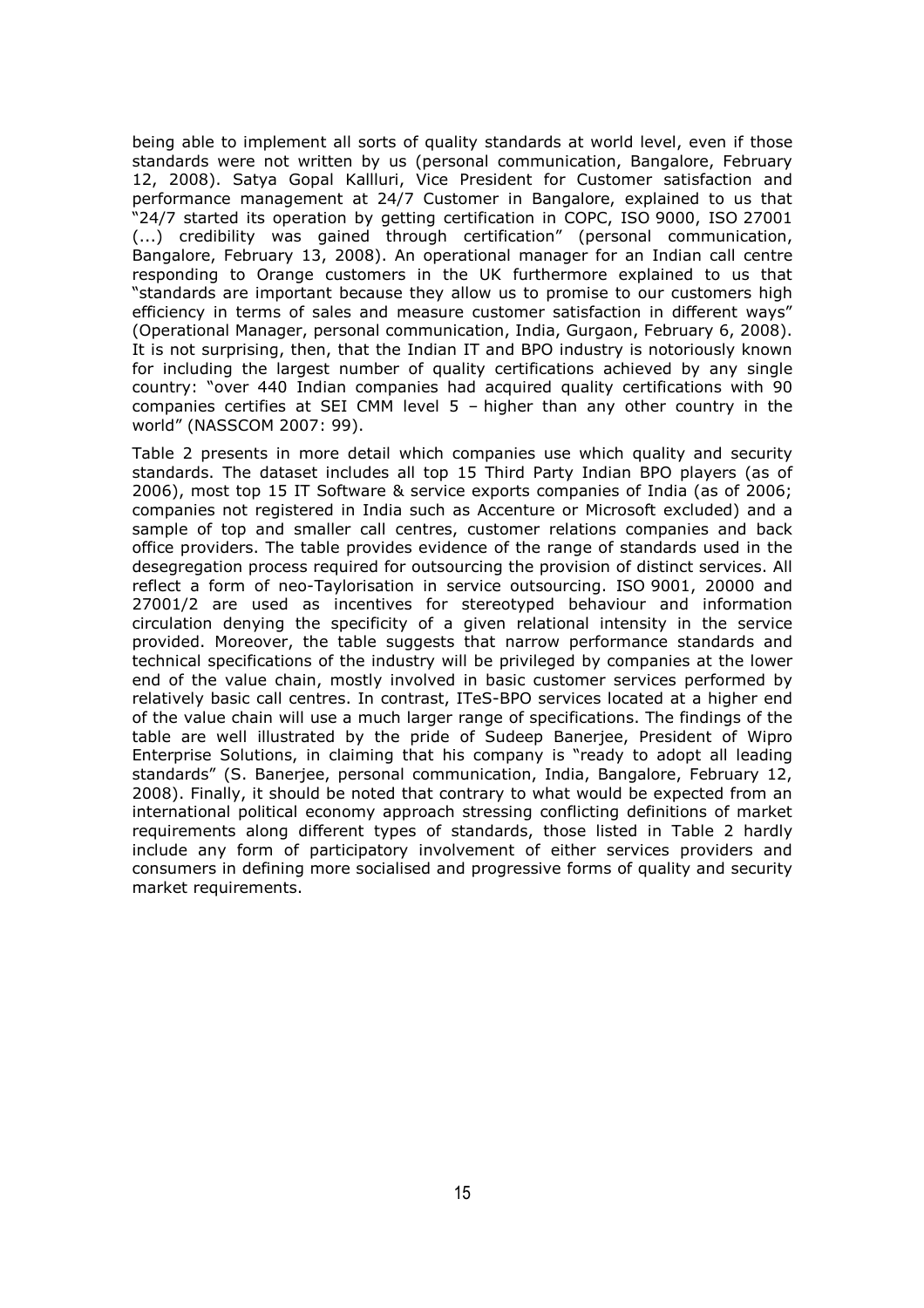being able to implement all sorts of quality standards at world level, even if those standards were not written by us (personal communication, Bangalore, February 12, 2008). Satya Gopal Kallluri, Vice President for Customer satisfaction and performance management at 24/7 Customer in Bangalore, explained to us that "24/7 started its operation by getting certification in COPC, ISO 9000, ISO 27001 (...) credibility was gained through certification" (personal communication, Bangalore, February 13, 2008). An operational manager for an Indian call centre responding to Orange customers in the UK furthermore explained to us that "standards are important because they allow us to promise to our customers high efficiency in terms of sales and measure customer satisfaction in different ways" (Operational Manager, personal communication, India, Gurgaon, February 6, 2008). It is not surprising, then, that the Indian IT and BPO industry is notoriously known for including the largest number of quality certifications achieved by any single country: "over 440 Indian companies had acquired quality certifications with 90 companies certifies at SEI CMM level 5 – higher than any other country in the world" (NASSCOM 2007: 99).

Table 2 presents in more detail which companies use which quality and security standards. The dataset includes all top 15 Third Party Indian BPO players (as of 2006), most top 15 IT Software & service exports companies of India (as of 2006; companies not registered in India such as Accenture or Microsoft excluded) and a sample of top and smaller call centres, customer relations companies and back office providers. The table provides evidence of the range of standards used in the desegregation process required for outsourcing the provision of distinct services. All reflect a form of neo-Taylorisation in service outsourcing. ISO 9001, 20000 and 27001/2 are used as incentives for stereotyped behaviour and information circulation denying the specificity of a given relational intensity in the service provided. Moreover, the table suggests that narrow performance standards and technical specifications of the industry will be privileged by companies at the lower end of the value chain, mostly involved in basic customer services performed by relatively basic call centres. In contrast, ITeS-BPO services located at a higher end of the value chain will use a much larger range of specifications. The findings of the table are well illustrated by the pride of Sudeep Banerjee, President of Wipro Enterprise Solutions, in claiming that his company is "ready to adopt all leading standards" (S. Banerjee, personal communication, India, Bangalore, February 12, 2008). Finally, it should be noted that contrary to what would be expected from an international political economy approach stressing conflicting definitions of market requirements along different types of standards, those listed in Table 2 hardly include any form of participatory involvement of either services providers and consumers in defining more socialised and progressive forms of quality and security market requirements.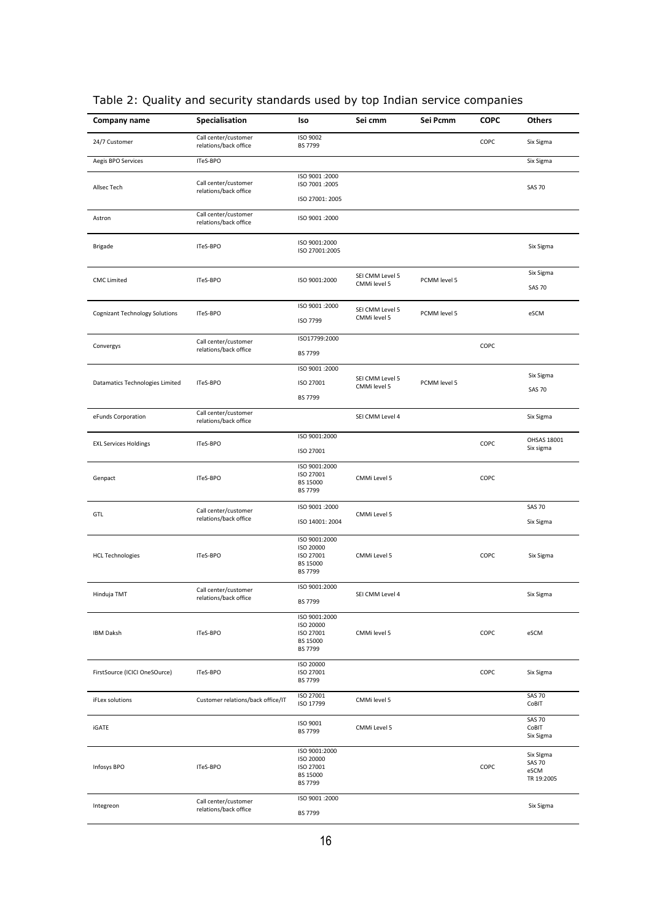# Table 2: Quality and security standards used by top Indian service companies

| Company name | Specialisation | Iso | Sei cmm | Sei Pcmm | COPC | Others |
|---|---|---|---|---|---|---|
| 24/7 Customer | Call center/customer relations/back office | ISO 9002<br>BS 7799 | | | COPC | Six Sigma |
| Aegis BPO Services | ITeS-BPO | | | | | Six Sigma |
| Allsec Tech | Call center/customer relations/back office | ISO 9001 :2000<br>ISO 7001 :2005<br>ISO 27001: 2005 | | | | SAS 70 |
| Astron | Call center/customer relations/back office | ISO 9001 :2000 | | | | |
| Brigade | ITeS-BPO | ISO 9001:2000<br>ISO 27001:2005 | | | | Six Sigma |
| CMC Limited | ITeS-BPO | ISO 9001:2000 | SEI CMM Level 5<br>CMMi level 5 | PCMM level 5 | | Six Sigma<br>SAS 70 |
| Cognizant Technology Solutions | ITeS-BPO | ISO 9001 :2000<br>ISO 7799 | SEI CMM Level 5<br>CMMi level 5 | PCMM level 5 | | eSCM |
| Convergys | Call center/customer relations/back office | ISO17799:2000<br>BS 7799 | | | COPC | |
| Datamatics Technologies Limited | ITeS-BPO | ISO 9001 :2000<br>ISO 27001<br>BS 7799 | SEI CMM Level 5<br>CMMi level 5 | PCMM level 5 | | Six Sigma<br>SAS 70 |
| eFunds Corporation | Call center/customer relations/back office | | SEI CMM Level 4 | | | Six Sigma |
| EXL Services Holdings | ITeS-BPO | ISO 9001:2000<br>ISO 27001 | | | COPC | OHSAS 18001<br>Six sigma |
| Genpact | ITeS-BPO | ISO 9001:2000<br>ISO 27001<br>BS 15000<br>BS 7799 | CMMi Level 5 | | COPC | |
| GTL | Call center/customer relations/back office | ISO 9001 :2000<br>ISO 14001: 2004 | CMMi Level 5 | | | SAS 70<br>Six Sigma |
| HCL Technologies | ITeS-BPO | ISO 9001:2000<br>ISO 20000<br>ISO 27001<br>BS 15000<br>BS 7799 | CMMi Level 5 | | COPC | Six Sigma |
| Hinduja TMT | Call center/customer relations/back office | ISO 9001:2000<br>BS 7799 | SEI CMM Level 4 | | | Six Sigma |
| IBM Daksh | ITeS-BPO | ISO 9001:2000<br>ISO 20000<br>ISO 27001<br>BS 15000<br>BS 7799 | CMMi level 5 | | COPC | eSCM |
| FirstSource (ICICI OneSOurce) | ITeS-BPO | ISO 20000<br>ISO 27001<br>BS 7799 | | | COPC | Six Sigma |
| iFLex solutions | Customer relations/back office/IT | ISO 27001<br>ISO 17799 | CMMi level 5 | | | SAS 70<br>CoBIT |
| iGATE | | ISO 9001<br>BS 7799 | CMMi Level 5 | | | SAS 70<br>CoBIT<br>Six Sigma |
| Infosys BPO | ITeS-BPO | ISO 9001:2000<br>ISO 20000<br>ISO 27001<br>BS 15000<br>BS 7799 | | | COPC | Six SIgma<br>SAS 70<br>eSCM<br>TR 19:2005 |
| Integreon | Call center/customer relations/back office | ISO 9001 :2000<br>BS 7799 | | | | Six Sigma |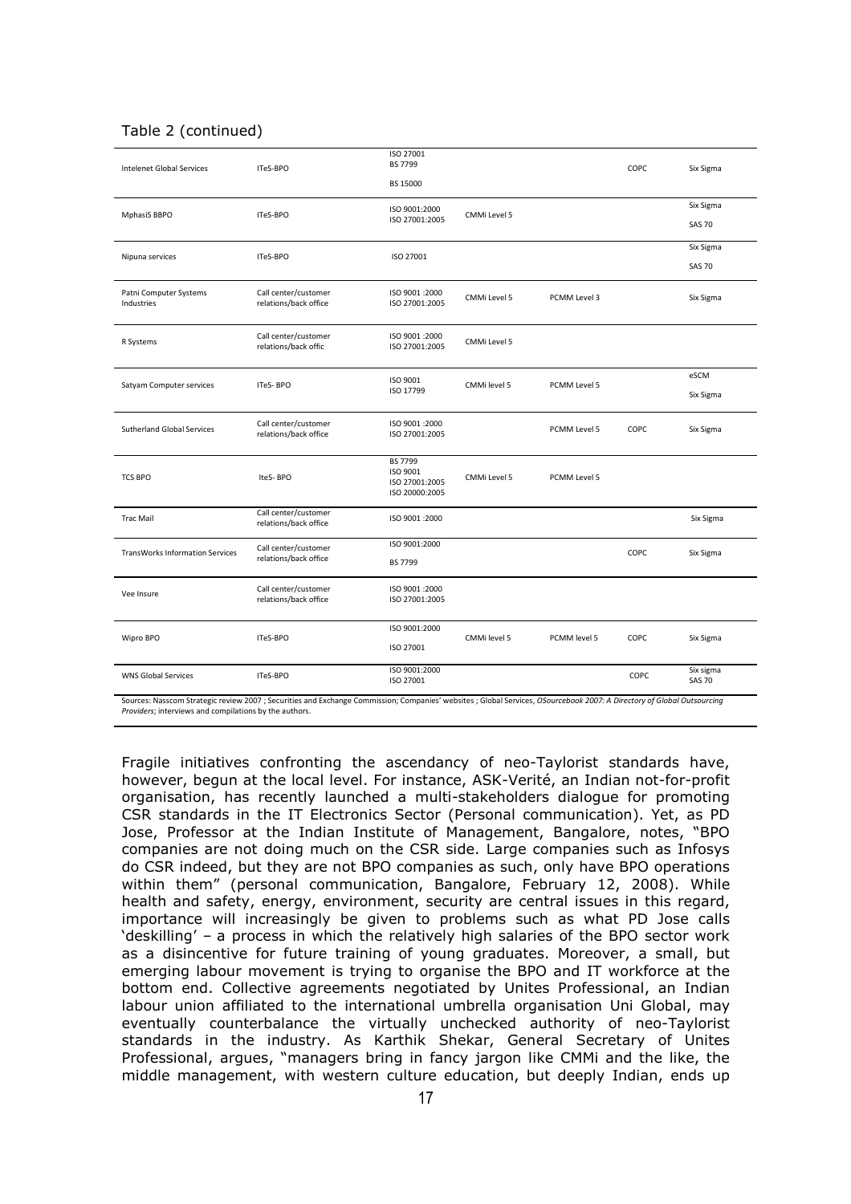Table 2 (continued)

| | | | | | | |
|---|---|---|---|---|---|---|
| Intelenet Global Services | ITeS-BPO | ISO 27001<br>BS 7799<br>BS 15000 | | | COPC | Six Sigma |
| MphasiS BBPO | ITeS-BPO | ISO 9001:2000<br>ISO 27001:2005 | CMMi Level 5 | | | Six Sigma<br>SAS 70 |
| Nipuna services | ITeS-BPO | ISO 27001 | | | | Six Sigma<br>SAS 70 |
| Patni Computer Systems Industries | Call center/customer relations/back office | ISO 9001 :2000<br>ISO 27001:2005 | CMMi Level 5 | PCMM Level 3 | | Six Sigma |
| R Systems | Call center/customer relations/back offic | ISO 9001 :2000<br>ISO 27001:2005 | CMMi Level 5 | | | |
| Satyam Computer services | ITeS- BPO | ISO 9001<br>ISO 17799 | CMMi level 5 | PCMM Level 5 | | eSCM<br>Six Sigma |
| Sutherland Global Services | Call center/customer relations/back office | ISO 9001 :2000<br>ISO 27001:2005 | | PCMM Level 5 | COPC | Six Sigma |
| TCS BPO | IteS- BPO | BS 7799<br>ISO 9001<br>ISO 27001:2005<br>ISO 20000:2005 | CMMi Level 5 | PCMM Level 5 | | |
| Trac Mail | Call center/customer relations/back office | ISO 9001 :2000 | | | | Six Sigma |
| TransWorks Information Services | Call center/customer relations/back office | ISO 9001:2000<br>BS 7799 | | | COPC | Six Sigma |
| Vee Insure | Call center/customer relations/back office | ISO 9001 :2000<br>ISO 27001:2005 | | | | |
| Wipro BPO | ITeS-BPO | ISO 9001:2000<br>ISO 27001 | CMMi level 5 | PCMM level 5 | COPC | Six Sigma |
| WNS Global Services | ITeS-BPO | ISO 9001:2000<br>ISO 27001 | | | COPC | Six sigma<br>SAS 70 |

Sources: Nasscom Strategic review 2007 ; Securities and Exchange Commission; Companies' websites ; Global Services, *OSourcebook 2007: A Directory of Global Outsourcing Providers*; interviews and compilations by the authors.

Fragile initiatives confronting the ascendancy of neo-Taylorist standards have, however, begun at the local level. For instance, ASK-Verité, an Indian not-for-profit organisation, has recently launched a multi-stakeholders dialogue for promoting CSR standards in the IT Electronics Sector (Personal communication). Yet, as PD Jose, Professor at the Indian Institute of Management, Bangalore, notes, "BPO companies are not doing much on the CSR side. Large companies such as Infosys do CSR indeed, but they are not BPO companies as such, only have BPO operations within them" (personal communication, Bangalore, February 12, 2008). While health and safety, energy, environment, security are central issues in this regard, importance will increasingly be given to problems such as what PD Jose calls 'deskilling' – a process in which the relatively high salaries of the BPO sector work as a disincentive for future training of young graduates. Moreover, a small, but emerging labour movement is trying to organise the BPO and IT workforce at the bottom end. Collective agreements negotiated by Unites Professional, an Indian labour union affiliated to the international umbrella organisation Uni Global, may eventually counterbalance the virtually unchecked authority of neo-Taylorist standards in the industry. As Karthik Shekar, General Secretary of Unites Professional, argues, "managers bring in fancy jargon like CMMi and the like, the middle management, with western culture education, but deeply Indian, ends up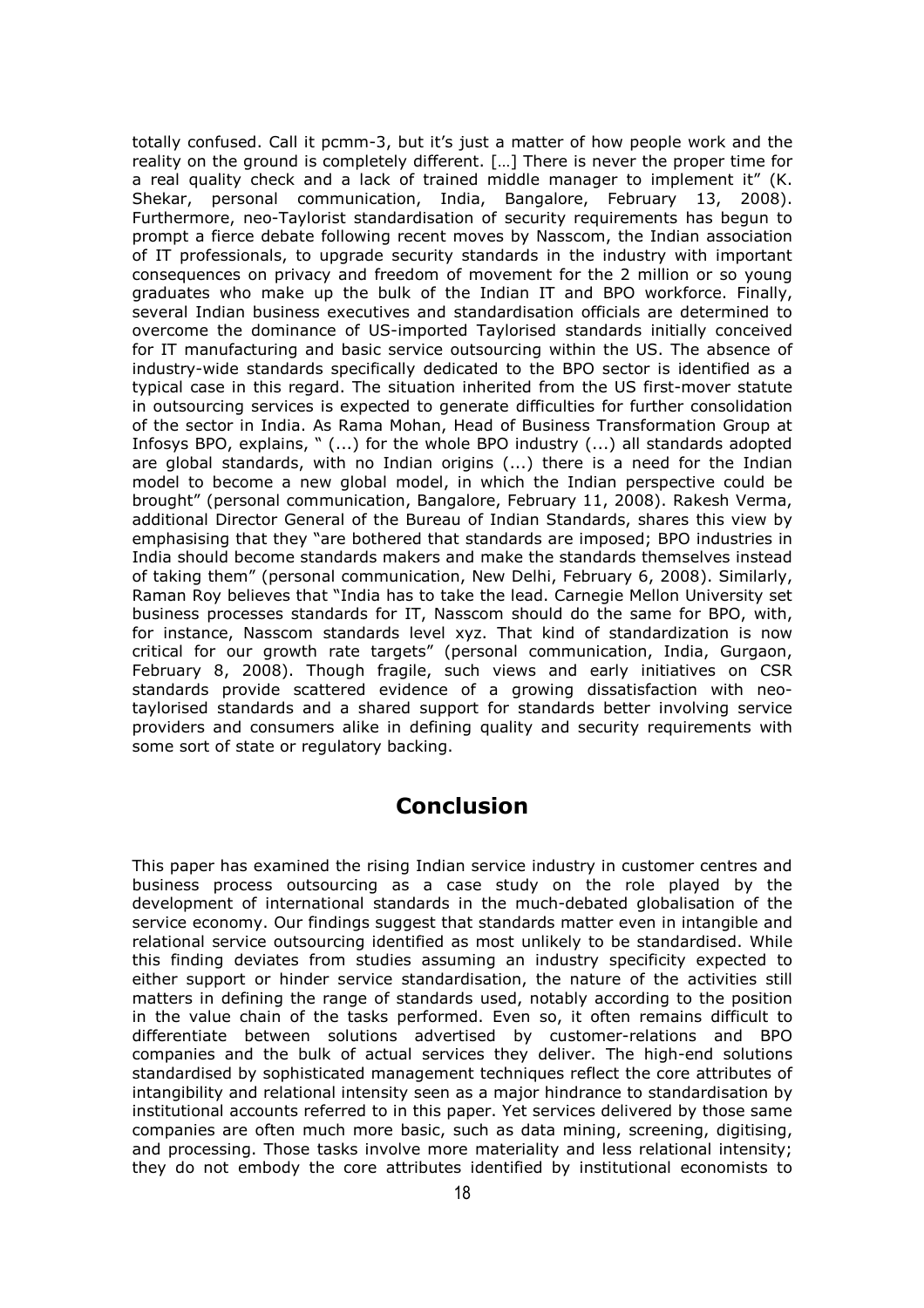totally confused. Call it pcmm-3, but it's just a matter of how people work and the reality on the ground is completely different. […] There is never the proper time for a real quality check and a lack of trained middle manager to implement it" (K. Shekar, personal communication, India, Bangalore, February 13, 2008). Furthermore, neo-Taylorist standardisation of security requirements has begun to prompt a fierce debate following recent moves by Nasscom, the Indian association of IT professionals, to upgrade security standards in the industry with important consequences on privacy and freedom of movement for the 2 million or so young graduates who make up the bulk of the Indian IT and BPO workforce. Finally, several Indian business executives and standardisation officials are determined to overcome the dominance of US-imported Taylorised standards initially conceived for IT manufacturing and basic service outsourcing within the US. The absence of industry-wide standards specifically dedicated to the BPO sector is identified as a typical case in this regard. The situation inherited from the US first-mover statute in outsourcing services is expected to generate difficulties for further consolidation of the sector in India. As Rama Mohan, Head of Business Transformation Group at Infosys BPO, explains, " (...) for the whole BPO industry (...) all standards adopted are global standards, with no Indian origins (...) there is a need for the Indian model to become a new global model, in which the Indian perspective could be brought" (personal communication, Bangalore, February 11, 2008). Rakesh Verma, additional Director General of the Bureau of Indian Standards, shares this view by emphasising that they "are bothered that standards are imposed; BPO industries in India should become standards makers and make the standards themselves instead of taking them" (personal communication, New Delhi, February 6, 2008). Similarly, Raman Roy believes that "India has to take the lead. Carnegie Mellon University set business processes standards for IT, Nasscom should do the same for BPO, with, for instance, Nasscom standards level xyz. That kind of standardization is now critical for our growth rate targets" (personal communication, India, Gurgaon, February 8, 2008). Though fragile, such views and early initiatives on CSR standards provide scattered evidence of a growing dissatisfaction with neo-taylorised standards and a shared support for standards better involving service providers and consumers alike in defining quality and security requirements with some sort of state or regulatory backing.

## Conclusion

This paper has examined the rising Indian service industry in customer centres and business process outsourcing as a case study on the role played by the development of international standards in the much-debated globalisation of the service economy. Our findings suggest that standards matter even in intangible and relational service outsourcing identified as most unlikely to be standardised. While this finding deviates from studies assuming an industry specificity expected to either support or hinder service standardisation, the nature of the activities still matters in defining the range of standards used, notably according to the position in the value chain of the tasks performed. Even so, it often remains difficult to differentiate between solutions advertised by customer-relations and BPO companies and the bulk of actual services they deliver. The high-end solutions standardised by sophisticated management techniques reflect the core attributes of intangibility and relational intensity seen as a major hindrance to standardisation by institutional accounts referred to in this paper. Yet services delivered by those same companies are often much more basic, such as data mining, screening, digitising, and processing. Those tasks involve more materiality and less relational intensity; they do not embody the core attributes identified by institutional economists to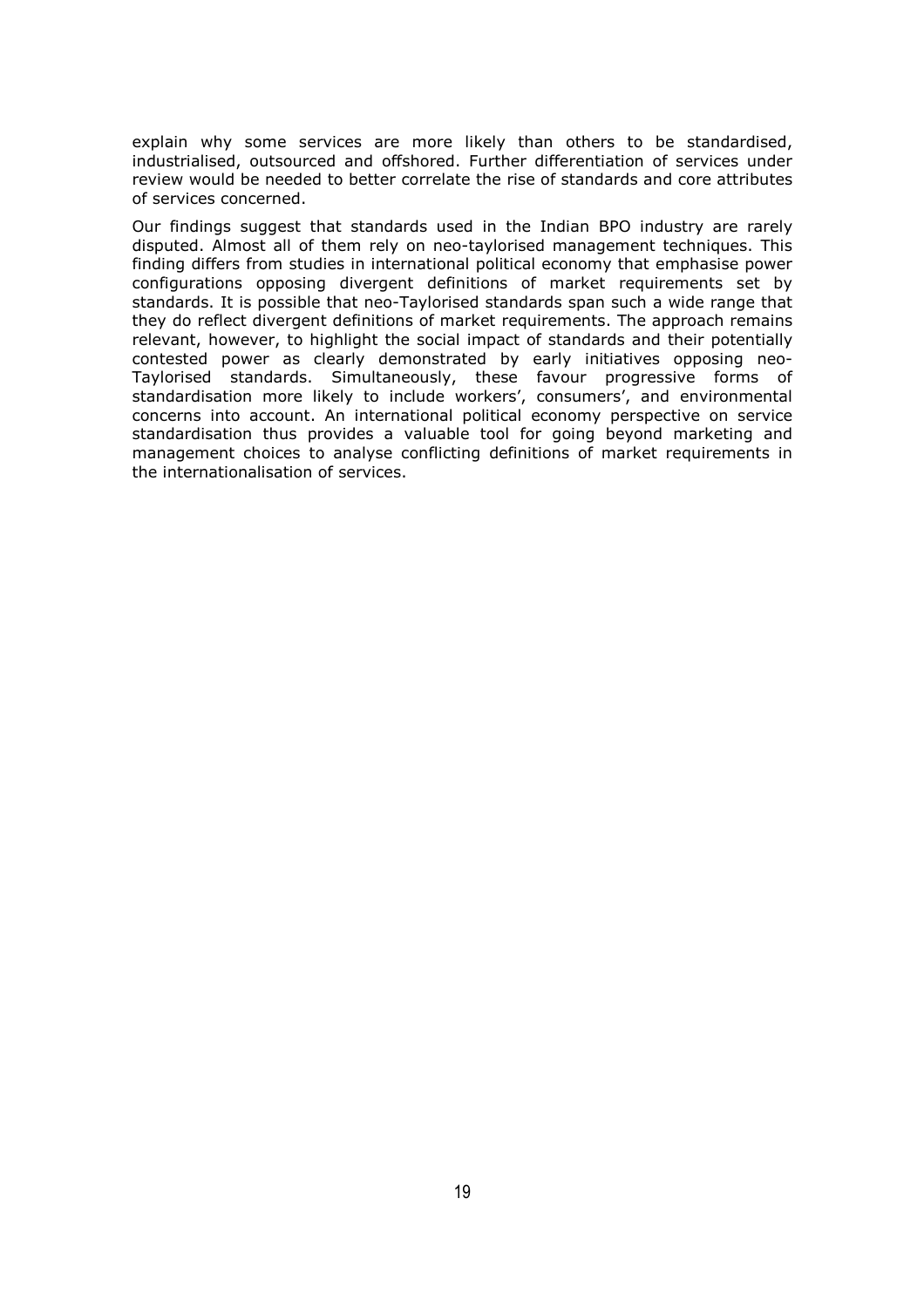explain why some services are more likely than others to be standardised, industrialised, outsourced and offshored. Further differentiation of services under review would be needed to better correlate the rise of standards and core attributes of services concerned.

Our findings suggest that standards used in the Indian BPO industry are rarely disputed. Almost all of them rely on neo-taylorised management techniques. This finding differs from studies in international political economy that emphasise power configurations opposing divergent definitions of market requirements set by standards. It is possible that neo-Taylorised standards span such a wide range that they do reflect divergent definitions of market requirements. The approach remains relevant, however, to highlight the social impact of standards and their potentially contested power as clearly demonstrated by early initiatives opposing neo-Taylorised standards. Simultaneously, these favour progressive forms of standardisation more likely to include workers', consumers', and environmental concerns into account. An international political economy perspective on service standardisation thus provides a valuable tool for going beyond marketing and management choices to analyse conflicting definitions of market requirements in the internationalisation of services.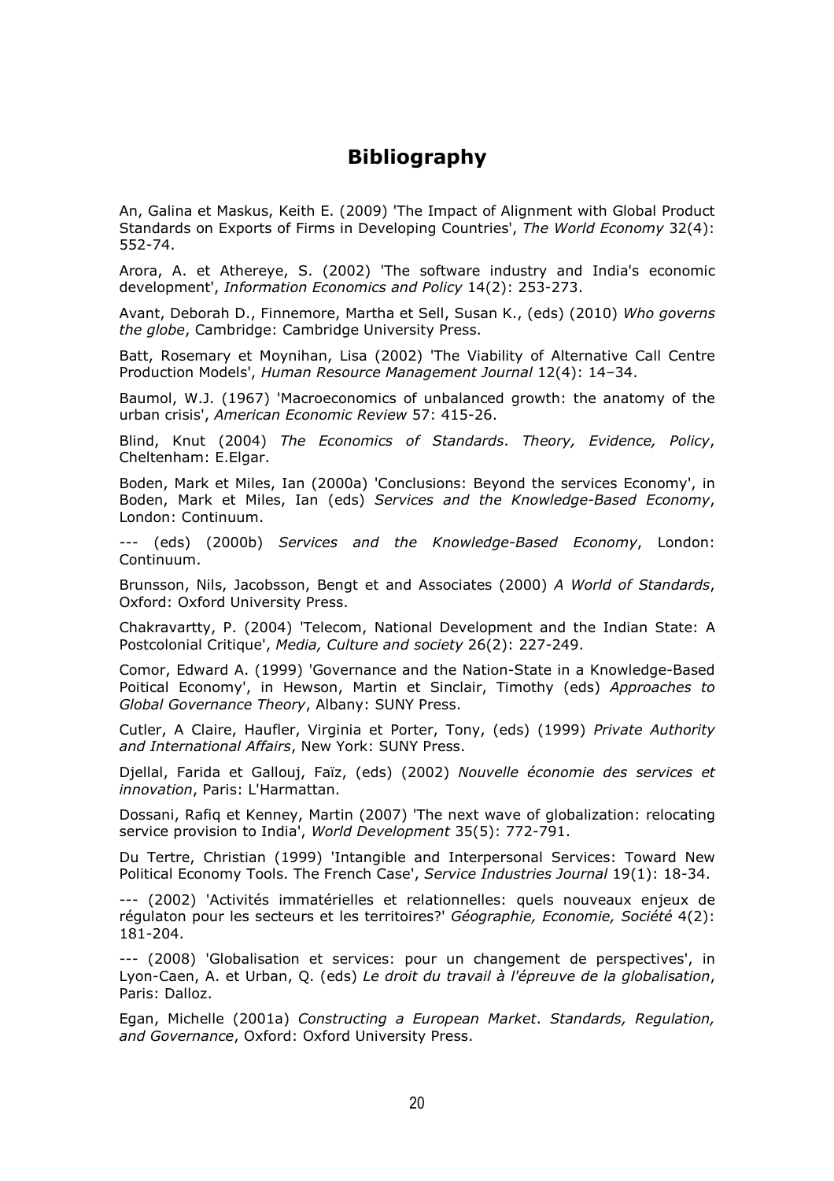# Bibliography

An, Galina et Maskus, Keith E. (2009) 'The Impact of Alignment with Global Product Standards on Exports of Firms in Developing Countries', *The World Economy* 32(4): 552-74.

Arora, A. et Athereye, S. (2002) 'The software industry and India's economic development', *Information Economics and Policy* 14(2): 253-273.

Avant, Deborah D., Finnemore, Martha et Sell, Susan K., (eds) (2010) *Who governs the globe*, Cambridge: Cambridge University Press.

Batt, Rosemary et Moynihan, Lisa (2002) 'The Viability of Alternative Call Centre Production Models', *Human Resource Management Journal* 12(4): 14–34.

Baumol, W.J. (1967) 'Macroeconomics of unbalanced growth: the anatomy of the urban crisis', *American Economic Review* 57: 415-26.

Blind, Knut (2004) *The Economics of Standards. Theory, Evidence, Policy*, Cheltenham: E.Elgar.

Boden, Mark et Miles, Ian (2000a) 'Conclusions: Beyond the services Economy', in Boden, Mark et Miles, Ian (eds) *Services and the Knowledge-Based Economy*, London: Continuum.

--- (eds) (2000b) *Services and the Knowledge-Based Economy*, London: Continuum.

Brunsson, Nils, Jacobsson, Bengt et and Associates (2000) *A World of Standards*, Oxford: Oxford University Press.

Chakravartty, P. (2004) 'Telecom, National Development and the Indian State: A Postcolonial Critique', *Media, Culture and society* 26(2): 227-249.

Comor, Edward A. (1999) 'Governance and the Nation-State in a Knowledge-Based Poitical Economy', in Hewson, Martin et Sinclair, Timothy (eds) *Approaches to Global Governance Theory*, Albany: SUNY Press.

Cutler, A Claire, Haufler, Virginia et Porter, Tony, (eds) (1999) *Private Authority and International Affairs*, New York: SUNY Press.

Djellal, Farida et Gallouj, Faïz, (eds) (2002) *Nouvelle économie des services et innovation*, Paris: L'Harmattan.

Dossani, Rafiq et Kenney, Martin (2007) 'The next wave of globalization: relocating service provision to India', *World Development* 35(5): 772-791.

Du Tertre, Christian (1999) 'Intangible and Interpersonal Services: Toward New Political Economy Tools. The French Case', *Service Industries Journal* 19(1): 18-34.

--- (2002) 'Activités immatérielles et relationnelles: quels nouveaux enjeux de régulaton pour les secteurs et les territoires?' *Géographie, Economie, Société* 4(2): 181-204.

--- (2008) 'Globalisation et services: pour un changement de perspectives', in Lyon-Caen, A. et Urban, Q. (eds) *Le droit du travail à l'épreuve de la globalisation*, Paris: Dalloz.

Egan, Michelle (2001a) *Constructing a European Market. Standards, Regulation, and Governance*, Oxford: Oxford University Press.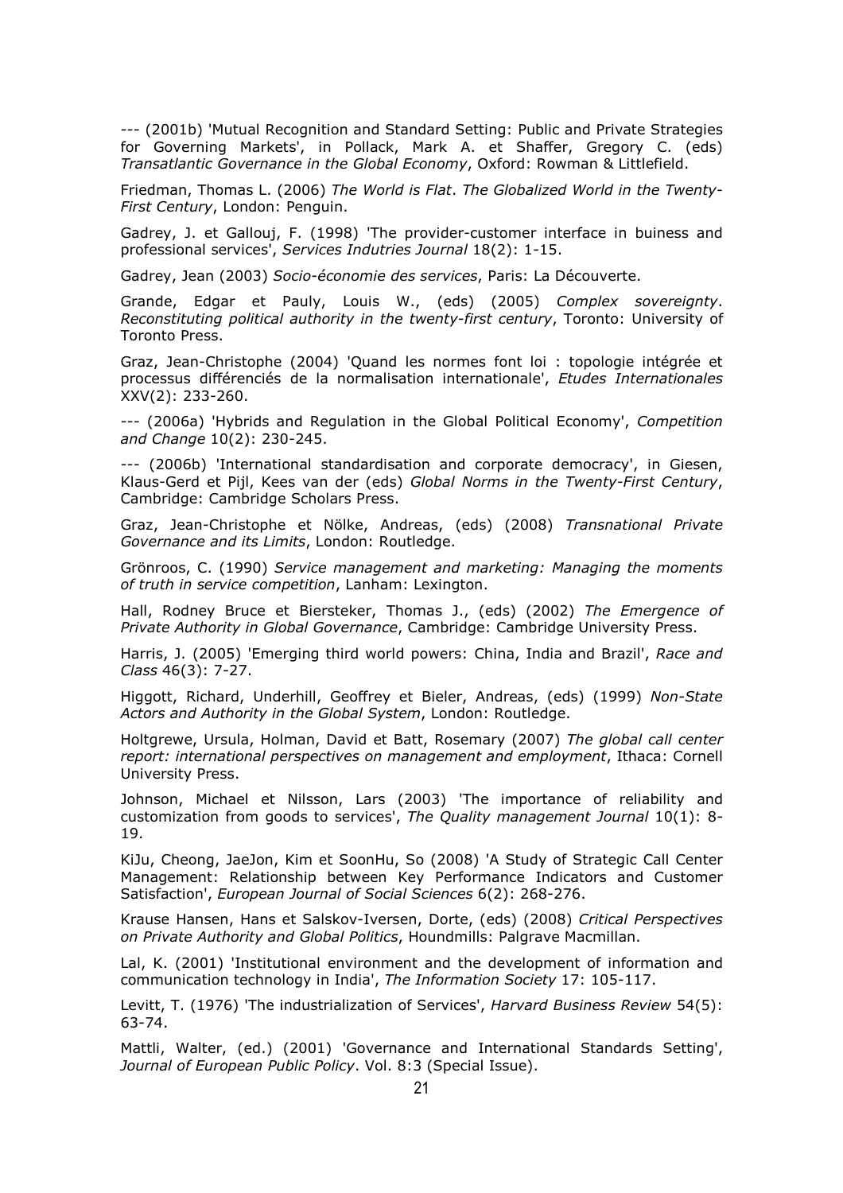--- (2001b) 'Mutual Recognition and Standard Setting: Public and Private Strategies for Governing Markets', in Pollack, Mark A. et Shaffer, Gregory C. (eds) *Transatlantic Governance in the Global Economy*, Oxford: Rowman & Littlefield.

Friedman, Thomas L. (2006) *The World is Flat*. *The Globalized World in the Twenty-First Century*, London: Penguin.

Gadrey, J. et Gallouj, F. (1998) 'The provider-customer interface in buiness and professional services', *Services Indutries Journal* 18(2): 1-15.

Gadrey, Jean (2003) *Socio-économie des services*, Paris: La Découverte.

Grande, Edgar et Pauly, Louis W., (eds) (2005) *Complex sovereignty*. *Reconstituting political authority in the twenty-first century*, Toronto: University of Toronto Press.

Graz, Jean-Christophe (2004) 'Quand les normes font loi : topologie intégrée et processus différenciés de la normalisation internationale', *Etudes Internationales* XXV(2): 233-260.

--- (2006a) 'Hybrids and Regulation in the Global Political Economy', *Competition and Change* 10(2): 230-245.

--- (2006b) 'International standardisation and corporate democracy', in Giesen, Klaus-Gerd et Pijl, Kees van der (eds) *Global Norms in the Twenty-First Century*, Cambridge: Cambridge Scholars Press.

Graz, Jean-Christophe et Nölke, Andreas, (eds) (2008) *Transnational Private Governance and its Limits*, London: Routledge.

Grönroos, C. (1990) *Service management and marketing: Managing the moments of truth in service competition*, Lanham: Lexington.

Hall, Rodney Bruce et Biersteker, Thomas J., (eds) (2002) *The Emergence of Private Authority in Global Governance*, Cambridge: Cambridge University Press.

Harris, J. (2005) 'Emerging third world powers: China, India and Brazil', *Race and Class* 46(3): 7-27.

Higgott, Richard, Underhill, Geoffrey et Bieler, Andreas, (eds) (1999) *Non-State Actors and Authority in the Global System*, London: Routledge.

Holtgrewe, Ursula, Holman, David et Batt, Rosemary (2007) *The global call center report: international perspectives on management and employment*, Ithaca: Cornell University Press.

Johnson, Michael et Nilsson, Lars (2003) 'The importance of reliability and customization from goods to services', *The Quality management Journal* 10(1): 8-19.

KiJu, Cheong, JaeJon, Kim et SoonHu, So (2008) 'A Study of Strategic Call Center Management: Relationship between Key Performance Indicators and Customer Satisfaction', *European Journal of Social Sciences* 6(2): 268-276.

Krause Hansen, Hans et Salskov-Iversen, Dorte, (eds) (2008) *Critical Perspectives on Private Authority and Global Politics*, Houndmills: Palgrave Macmillan.

Lal, K. (2001) 'Institutional environment and the development of information and communication technology in India', *The Information Society* 17: 105-117.

Levitt, T. (1976) 'The industrialization of Services', *Harvard Business Review* 54(5): 63-74.

Mattli, Walter, (ed.) (2001) 'Governance and International Standards Setting', *Journal of European Public Policy*. Vol. 8:3 (Special Issue).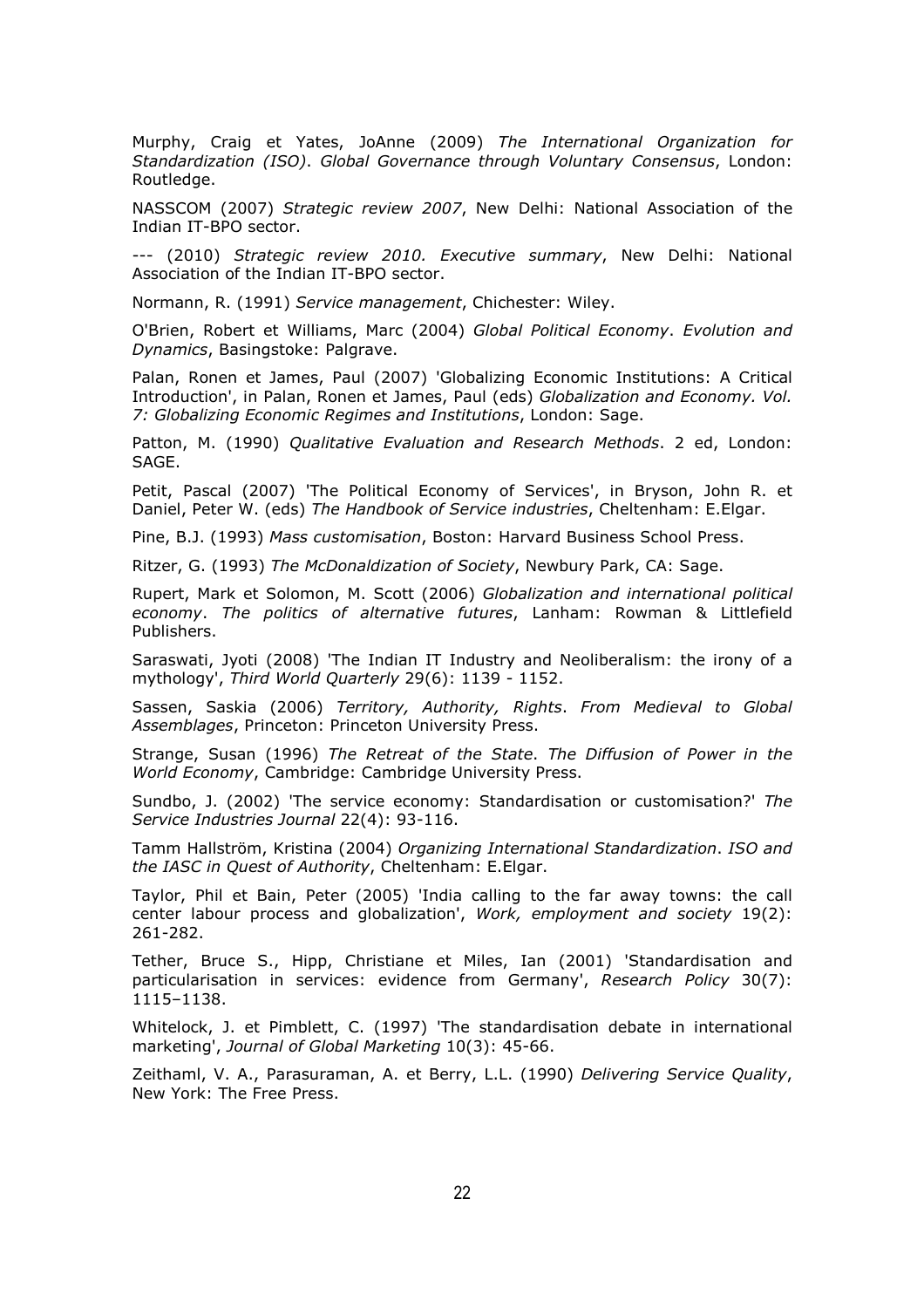Murphy, Craig et Yates, JoAnne (2009) *The International Organization for Standardization (ISO)*. *Global Governance through Voluntary Consensus*, London: Routledge.

NASSCOM (2007) *Strategic review 2007*, New Delhi: National Association of the Indian IT-BPO sector.

--- (2010) *Strategic review 2010. Executive summary*, New Delhi: National Association of the Indian IT-BPO sector.

Normann, R. (1991) *Service management*, Chichester: Wiley.

O'Brien, Robert et Williams, Marc (2004) *Global Political Economy*. *Evolution and Dynamics*, Basingstoke: Palgrave.

Palan, Ronen et James, Paul (2007) 'Globalizing Economic Institutions: A Critical Introduction', in Palan, Ronen et James, Paul (eds) *Globalization and Economy. Vol. 7: Globalizing Economic Regimes and Institutions*, London: Sage.

Patton, M. (1990) *Qualitative Evaluation and Research Methods*. 2 ed, London: SAGE.

Petit, Pascal (2007) 'The Political Economy of Services', in Bryson, John R. et Daniel, Peter W. (eds) *The Handbook of Service industries*, Cheltenham: E.Elgar.

Pine, B.J. (1993) *Mass customisation*, Boston: Harvard Business School Press.

Ritzer, G. (1993) *The McDonaldization of Society*, Newbury Park, CA: Sage.

Rupert, Mark et Solomon, M. Scott (2006) *Globalization and international political economy*. *The politics of alternative futures*, Lanham: Rowman & Littlefield Publishers.

Saraswati, Jyoti (2008) 'The Indian IT Industry and Neoliberalism: the irony of a mythology', *Third World Quarterly* 29(6): 1139 - 1152.

Sassen, Saskia (2006) *Territory, Authority, Rights*. *From Medieval to Global Assemblages*, Princeton: Princeton University Press.

Strange, Susan (1996) *The Retreat of the State*. *The Diffusion of Power in the World Economy*, Cambridge: Cambridge University Press.

Sundbo, J. (2002) 'The service economy: Standardisation or customisation?' *The Service Industries Journal* 22(4): 93-116.

Tamm Hallström, Kristina (2004) *Organizing International Standardization*. *ISO and the IASC in Quest of Authority*, Cheltenham: E.Elgar.

Taylor, Phil et Bain, Peter (2005) 'India calling to the far away towns: the call center labour process and globalization', *Work, employment and society* 19(2): 261-282.

Tether, Bruce S., Hipp, Christiane et Miles, Ian (2001) 'Standardisation and particularisation in services: evidence from Germany', *Research Policy* 30(7): 1115–1138.

Whitelock, J. et Pimblett, C. (1997) 'The standardisation debate in international marketing', *Journal of Global Marketing* 10(3): 45-66.

Zeithaml, V. A., Parasuraman, A. et Berry, L.L. (1990) *Delivering Service Quality*, New York: The Free Press.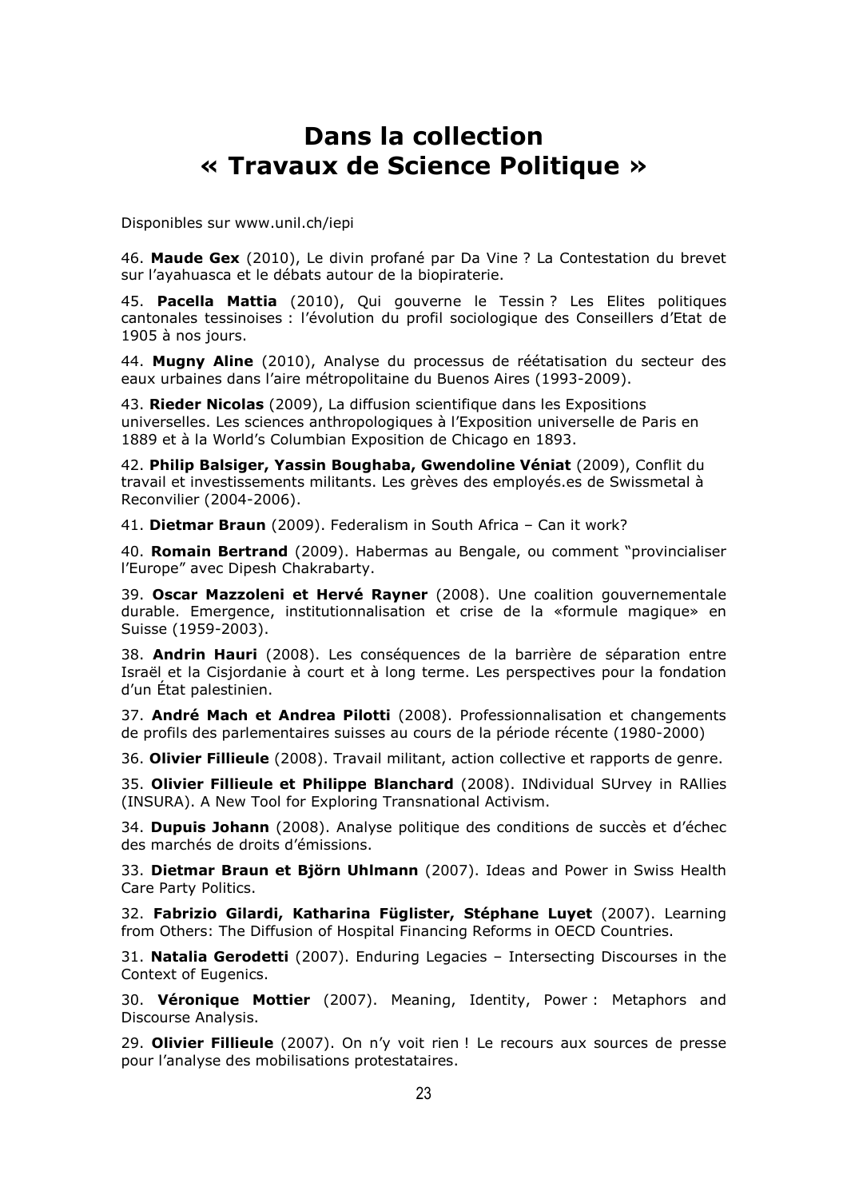# Dans la collection « Travaux de Science Politique »

Disponibles sur www.unil.ch/iepi

46. **Maude Gex** (2010), Le divin profané par Da Vine ? La Contestation du brevet sur l'ayahuasca et le débats autour de la biopiraterie.

45. **Pacella Mattia** (2010), Qui gouverne le Tessin ? Les Elites politiques cantonales tessinoises : l'évolution du profil sociologique des Conseillers d'Etat de 1905 à nos jours.

44. **Mugny Aline** (2010), Analyse du processus de réétatisation du secteur des eaux urbaines dans l'aire métropolitaine du Buenos Aires (1993-2009).

43. **Rieder Nicolas** (2009), La diffusion scientifique dans les Expositions universelles. Les sciences anthropologiques à l'Exposition universelle de Paris en 1889 et à la World's Columbian Exposition de Chicago en 1893.

42. **Philip Balsiger, Yassin Boughaba, Gwendoline Véniat** (2009), Conflit du travail et investissements militants. Les grèves des employés.es de Swissmetal à Reconvilier (2004-2006).

41. **Dietmar Braun** (2009). Federalism in South Africa – Can it work?

40. **Romain Bertrand** (2009). Habermas au Bengale, ou comment "provincialiser l'Europe" avec Dipesh Chakrabarty.

39. **Oscar Mazzoleni et Hervé Rayner** (2008). Une coalition gouvernementale durable. Emergence, institutionnalisation et crise de la «formule magique» en Suisse (1959-2003).

38. **Andrin Hauri** (2008). Les conséquences de la barrière de séparation entre Israël et la Cisjordanie à court et à long terme. Les perspectives pour la fondation d'un État palestinien.

37. **André Mach et Andrea Pilotti** (2008). Professionnalisation et changements de profils des parlementaires suisses au cours de la période récente (1980-2000)

36. **Olivier Fillieule** (2008). Travail militant, action collective et rapports de genre.

35. **Olivier Fillieule et Philippe Blanchard** (2008). INdividual SUrvey in RAllies (INSURA). A New Tool for Exploring Transnational Activism.

34. **Dupuis Johann** (2008). Analyse politique des conditions de succès et d'échec des marchés de droits d'émissions.

33. **Dietmar Braun et Björn Uhlmann** (2007). Ideas and Power in Swiss Health Care Party Politics.

32. **Fabrizio Gilardi, Katharina Füglister, Stéphane Luyet** (2007). Learning from Others: The Diffusion of Hospital Financing Reforms in OECD Countries.

31. **Natalia Gerodetti** (2007). Enduring Legacies – Intersecting Discourses in the Context of Eugenics.

30. **Véronique Mottier** (2007). Meaning, Identity, Power : Metaphors and Discourse Analysis.

29. **Olivier Fillieule** (2007). On n'y voit rien ! Le recours aux sources de presse pour l'analyse des mobilisations protestataires.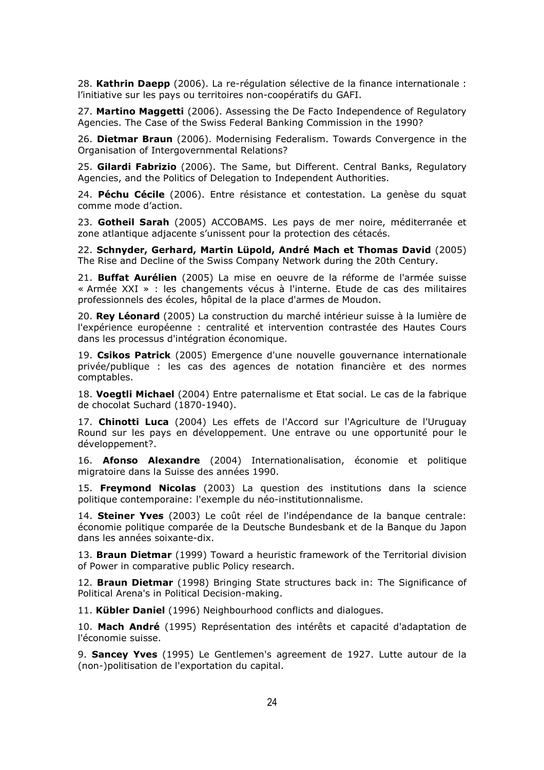28. **Kathrin Daepp** (2006). La re-régulation sélective de la finance internationale : l'initiative sur les pays ou territoires non-coopératifs du GAFI.

27. **Martino Maggetti** (2006). Assessing the De Facto Independence of Regulatory Agencies. The Case of the Swiss Federal Banking Commission in the 1990?

26. **Dietmar Braun** (2006). Modernising Federalism. Towards Convergence in the Organisation of Intergovernmental Relations?

25. **Gilardi Fabrizio** (2006). The Same, but Different. Central Banks, Regulatory Agencies, and the Politics of Delegation to Independent Authorities.

24. **Péchu Cécile** (2006). Entre résistance et contestation. La genèse du squat comme mode d'action.

23. **Gotheil Sarah** (2005) ACCOBAMS. Les pays de mer noire, méditerranée et zone atlantique adjacente s'unissent pour la protection des cétacés.

22. **Schnyder, Gerhard, Martin Lüpold, André Mach et Thomas David** (2005) The Rise and Decline of the Swiss Company Network during the 20th Century.

21. **Buffat Aurélien** (2005) La mise en oeuvre de la réforme de l'armée suisse « Armée XXI » : les changements vécus à l'interne. Etude de cas des militaires professionnels des écoles, hôpital de la place d'armes de Moudon.

20. **Rey Léonard** (2005) La construction du marché intérieur suisse à la lumière de l'expérience européenne : centralité et intervention contrastée des Hautes Cours dans les processus d'intégration économique.

19. **Csikos Patrick** (2005) Emergence d'une nouvelle gouvernance internationale privée/publique : les cas des agences de notation financière et des normes comptables.

18. **Voegtli Michael** (2004) Entre paternalisme et Etat social. Le cas de la fabrique de chocolat Suchard (1870-1940).

17. **Chinotti Luca** (2004) Les effets de l'Accord sur l'Agriculture de l'Uruguay Round sur les pays en développement. Une entrave ou une opportunité pour le développement?.

16. **Afonso Alexandre** (2004) Internationalisation, économie et politique migratoire dans la Suisse des années 1990.

15. **Freymond Nicolas** (2003) La question des institutions dans la science politique contemporaine: l'exemple du néo-institutionnalisme.

14. **Steiner Yves** (2003) Le coût réel de l'indépendance de la banque centrale: économie politique comparée de la Deutsche Bundesbank et de la Banque du Japon dans les années soixante-dix.

13. **Braun Dietmar** (1999) Toward a heuristic framework of the Territorial division of Power in comparative public Policy research.

12. **Braun Dietmar** (1998) Bringing State structures back in: The Significance of Political Arena's in Political Decision-making.

11. **Kübler Daniel** (1996) Neighbourhood conflicts and dialogues.

10. **Mach André** (1995) Représentation des intérêts et capacité d'adaptation de l'économie suisse.

9. **Sancey Yves** (1995) Le Gentlemen's agreement de 1927. Lutte autour de la (non-)politisation de l'exportation du capital.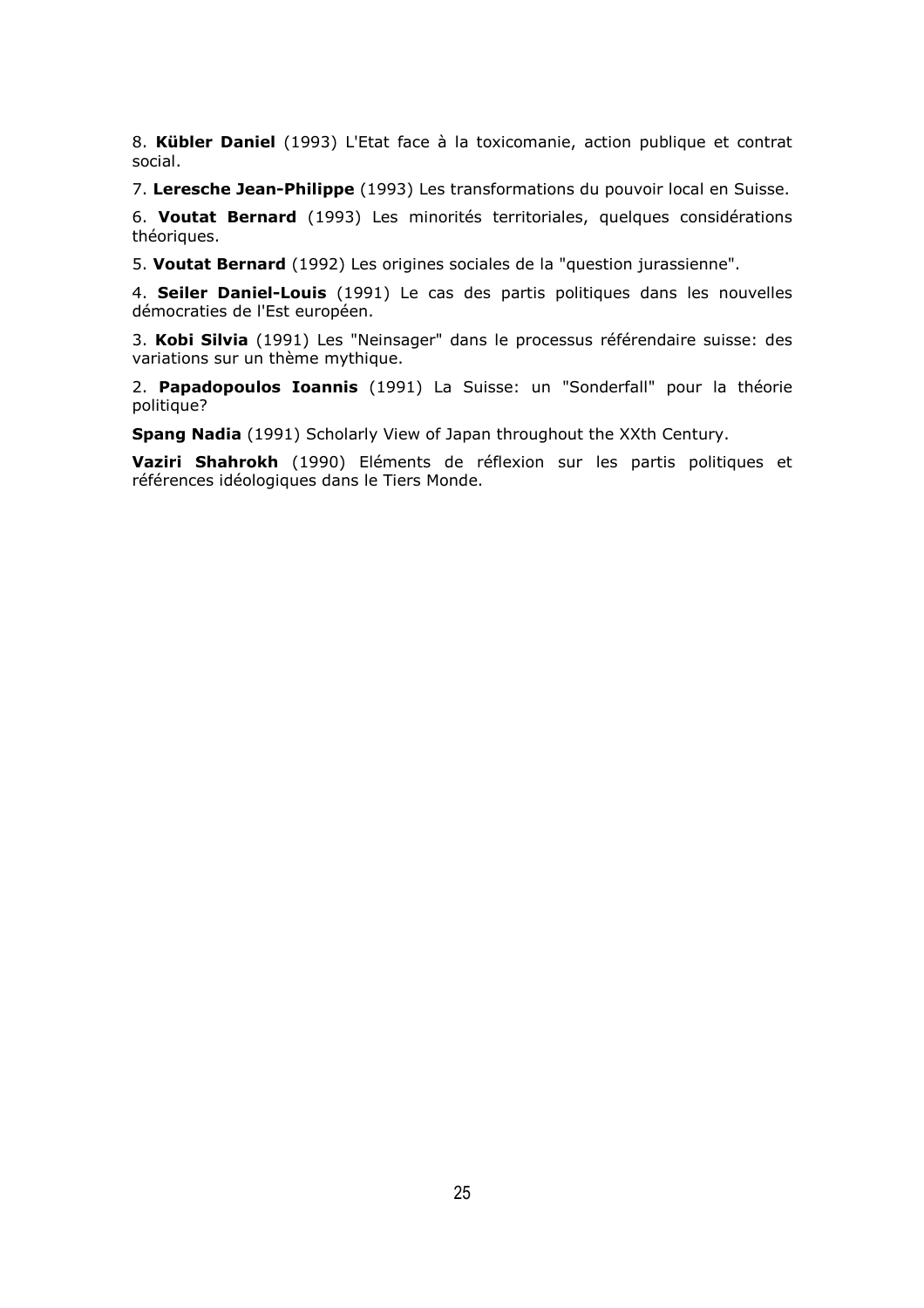8. **Kübler Daniel** (1993) L'Etat face à la toxicomanie, action publique et contrat social.

7. **Leresche Jean-Philippe** (1993) Les transformations du pouvoir local en Suisse.

6. **Voutat Bernard** (1993) Les minorités territoriales, quelques considérations théoriques.

5. **Voutat Bernard** (1992) Les origines sociales de la "question jurassienne".

4. **Seiler Daniel-Louis** (1991) Le cas des partis politiques dans les nouvelles démocraties de l'Est européen.

3. **Kobi Silvia** (1991) Les "Neinsager" dans le processus référendaire suisse: des variations sur un thème mythique.

2. **Papadopoulos Ioannis** (1991) La Suisse: un "Sonderfall" pour la théorie politique?

**Spang Nadia** (1991) Scholarly View of Japan throughout the XXth Century.

**Vaziri Shahrokh** (1990) Eléments de réflexion sur les partis politiques et références idéologiques dans le Tiers Monde.